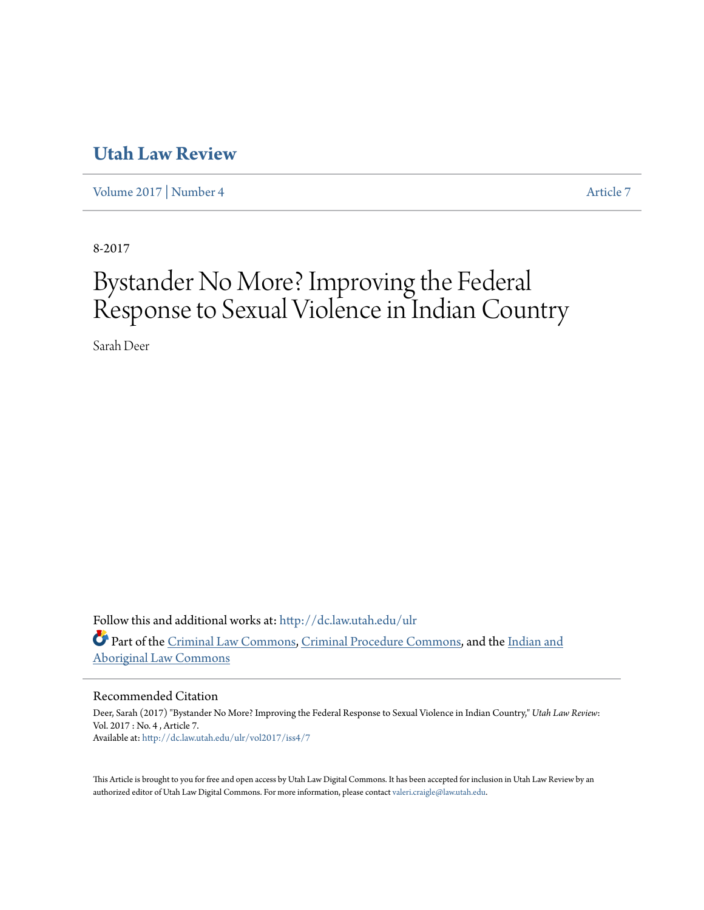# Utah Law Review

Volume 2017 | Number 4 Article 7

8-2017

# Bystander No More? Improving the Federal Response to Sexual Violence in Indian Country

Sarah Deer

Follow this and additional works at: http://dc.law.utah.edu/ulr

Part of the Criminal Law Commons, Criminal Procedure Commons, and the Indian and Aboriginal Law Commons

## Recommended Citation

Deer, Sarah (2017) "Bystander No More? Improving the Federal Response to Sexual Violence in Indian Country," *Utah Law Review*: Vol. 2017 : No. 4 , Article 7.
Available at: http://dc.law.utah.edu/ulr/vol2017/iss4/7

This Article is brought to you for free and open access by Utah Law Digital Commons. It has been accepted for inclusion in Utah Law Review by an authorized editor of Utah Law Digital Commons. For more information, please contact valeri.craigle@law.utah.edu.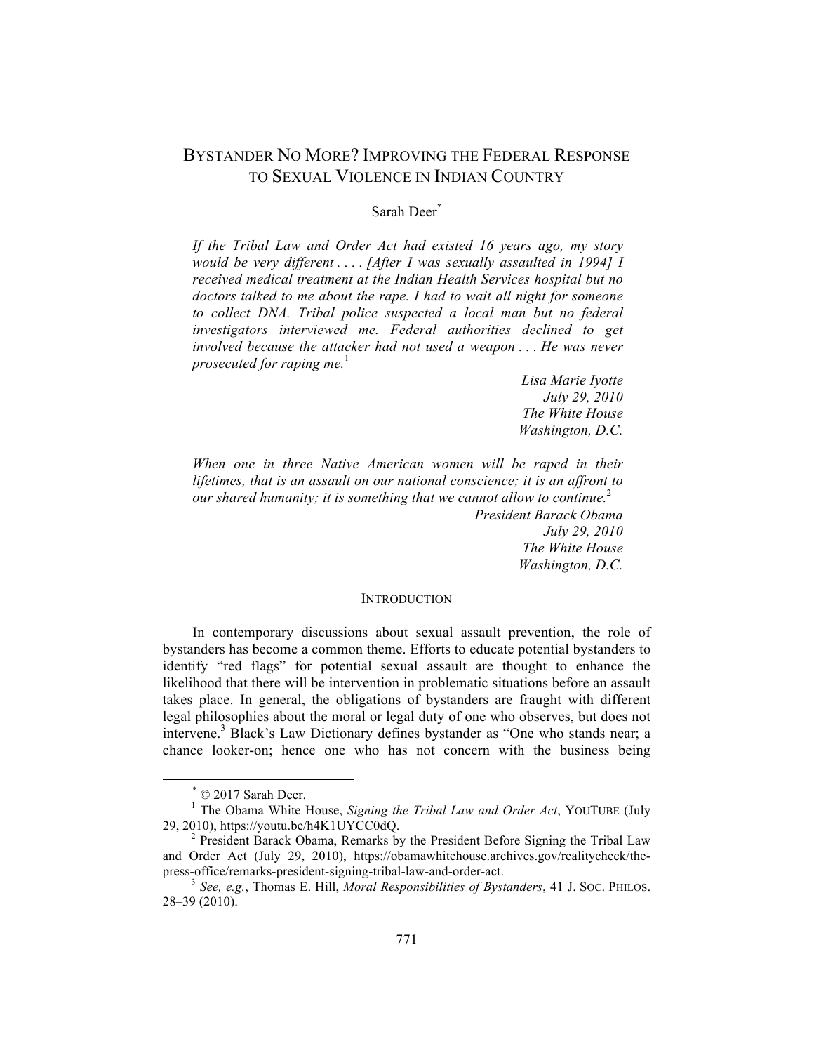# BYSTANDER NO MORE? IMPROVING THE FEDERAL RESPONSE TO SEXUAL VIOLENCE IN INDIAN COUNTRY

Sarah Deer[*]

> *If the Tribal Law and Order Act had existed 16 years ago, my story would be very different . . . . [After I was sexually assaulted in 1994] I received medical treatment at the Indian Health Services hospital but no doctors talked to me about the rape. I had to wait all night for someone to collect DNA. Tribal police suspected a local man but no federal investigators interviewed me. Federal authorities declined to get involved because the attacker had not used a weapon . . . He was never prosecuted for raping me.*[1]
>
> *Lisa Marie Iyotte*
> *July 29, 2010*
> *The White House*
> *Washington, D.C.*

> *When one in three Native American women will be raped in their lifetimes, that is an assault on our national conscience; it is an affront to our shared humanity; it is something that we cannot allow to continue.*[2]
>
> *President Barack Obama*
> *July 29, 2010*
> *The White House*
> *Washington, D.C.*

## INTRODUCTION

In contemporary discussions about sexual assault prevention, the role of bystanders has become a common theme. Efforts to educate potential bystanders to identify "red flags" for potential sexual assault are thought to enhance the likelihood that there will be intervention in problematic situations before an assault takes place. In general, the obligations of bystanders are fraught with different legal philosophies about the moral or legal duty of one who observes, but does not intervene.[3] Black's Law Dictionary defines bystander as "One who stands near; a chance looker-on; hence one who has not concern with the business being

---

[*] © 2017 Sarah Deer.

[1] The Obama White House, *Signing the Tribal Law and Order Act*, YOUTUBE (July 29, 2010), https://youtu.be/h4K1UYCC0dQ.

[2] President Barack Obama, Remarks by the President Before Signing the Tribal Law and Order Act (July 29, 2010), https://obamawhitehouse.archives.gov/realitycheck/the-press-office/remarks-president-signing-tribal-law-and-order-act.

[3] *See, e.g.*, Thomas E. Hill, *Moral Responsibilities of Bystanders*, 41 J. SOC. PHILOS. 28–39 (2010).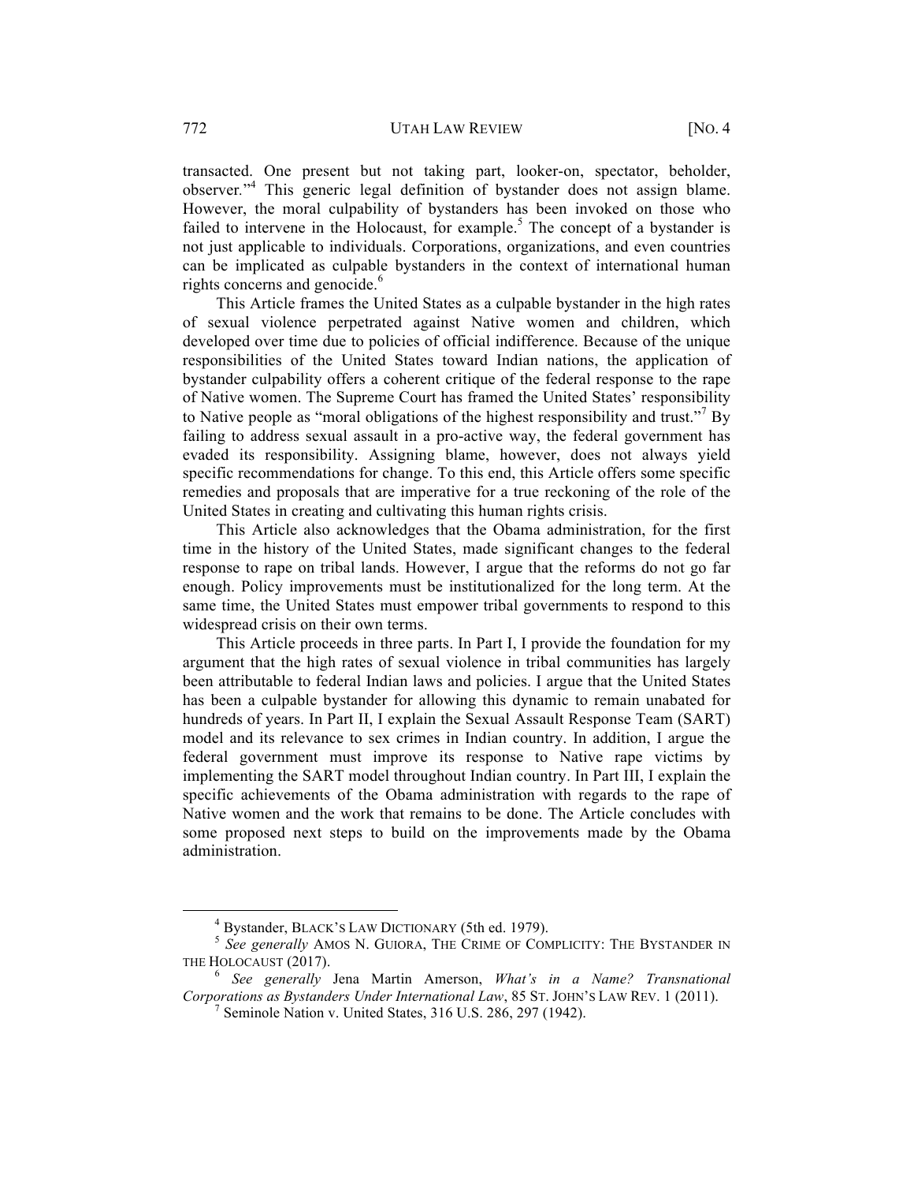transacted. One present but not taking part, looker-on, spectator, beholder, observer."[4] This generic legal definition of bystander does not assign blame. However, the moral culpability of bystanders has been invoked on those who failed to intervene in the Holocaust, for example.[5] The concept of a bystander is not just applicable to individuals. Corporations, organizations, and even countries can be implicated as culpable bystanders in the context of international human rights concerns and genocide.[6]

This Article frames the United States as a culpable bystander in the high rates of sexual violence perpetrated against Native women and children, which developed over time due to policies of official indifference. Because of the unique responsibilities of the United States toward Indian nations, the application of bystander culpability offers a coherent critique of the federal response to the rape of Native women. The Supreme Court has framed the United States' responsibility to Native people as "moral obligations of the highest responsibility and trust."[7] By failing to address sexual assault in a pro-active way, the federal government has evaded its responsibility. Assigning blame, however, does not always yield specific recommendations for change. To this end, this Article offers some specific remedies and proposals that are imperative for a true reckoning of the role of the United States in creating and cultivating this human rights crisis.

This Article also acknowledges that the Obama administration, for the first time in the history of the United States, made significant changes to the federal response to rape on tribal lands. However, I argue that the reforms do not go far enough. Policy improvements must be institutionalized for the long term. At the same time, the United States must empower tribal governments to respond to this widespread crisis on their own terms.

This Article proceeds in three parts. In Part I, I provide the foundation for my argument that the high rates of sexual violence in tribal communities has largely been attributable to federal Indian laws and policies. I argue that the United States has been a culpable bystander for allowing this dynamic to remain unabated for hundreds of years. In Part II, I explain the Sexual Assault Response Team (SART) model and its relevance to sex crimes in Indian country. In addition, I argue the federal government must improve its response to Native rape victims by implementing the SART model throughout Indian country. In Part III, I explain the specific achievements of the Obama administration with regards to the rape of Native women and the work that remains to be done. The Article concludes with some proposed next steps to build on the improvements made by the Obama administration.

---

[4] Bystander, BLACK'S LAW DICTIONARY (5th ed. 1979).

[5] *See generally* AMOS N. GUIORA, THE CRIME OF COMPLICITY: THE BYSTANDER IN THE HOLOCAUST (2017).

[6] *See generally* Jena Martin Amerson, *What's in a Name? Transnational Corporations as Bystanders Under International Law*, 85 ST. JOHN'S LAW REV. 1 (2011).

[7] Seminole Nation v. United States, 316 U.S. 286, 297 (1942).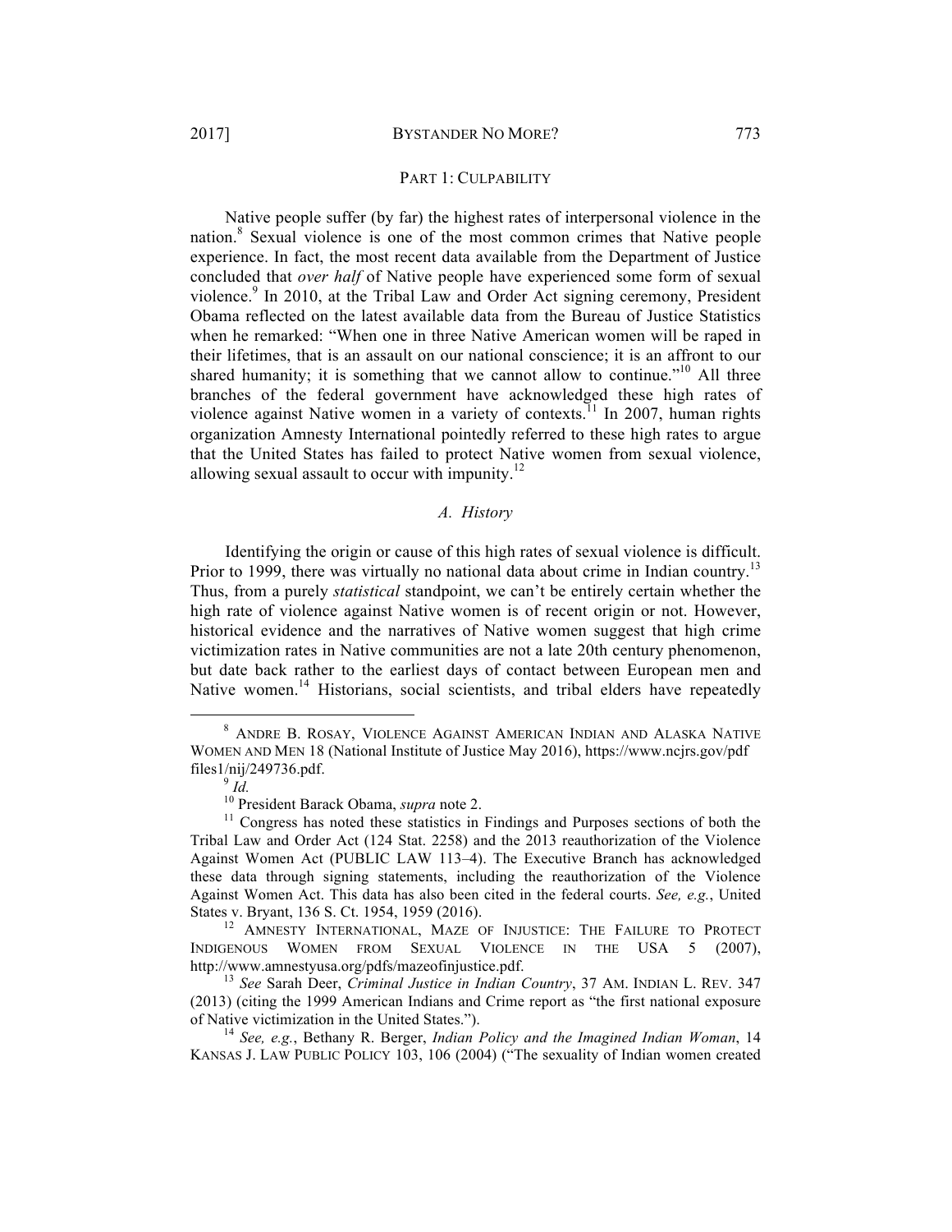## PART 1: CULPABILITY

Native people suffer (by far) the highest rates of interpersonal violence in the nation.[8] Sexual violence is one of the most common crimes that Native people experience. In fact, the most recent data available from the Department of Justice concluded that *over half* of Native people have experienced some form of sexual violence.[9] In 2010, at the Tribal Law and Order Act signing ceremony, President Obama reflected on the latest available data from the Bureau of Justice Statistics when he remarked: "When one in three Native American women will be raped in their lifetimes, that is an assault on our national conscience; it is an affront to our shared humanity; it is something that we cannot allow to continue."[10] All three branches of the federal government have acknowledged these high rates of violence against Native women in a variety of contexts.[11] In 2007, human rights organization Amnesty International pointedly referred to these high rates to argue that the United States has failed to protect Native women from sexual violence, allowing sexual assault to occur with impunity.[12]

### *A. History*

Identifying the origin or cause of this high rates of sexual violence is difficult. Prior to 1999, there was virtually no national data about crime in Indian country.[13] Thus, from a purely *statistical* standpoint, we can't be entirely certain whether the high rate of violence against Native women is of recent origin or not. However, historical evidence and the narratives of Native women suggest that high crime victimization rates in Native communities are not a late 20th century phenomenon, but date back rather to the earliest days of contact between European men and Native women.[14] Historians, social scientists, and tribal elders have repeatedly

---

[8] ANDRE B. ROSAY, VIOLENCE AGAINST AMERICAN INDIAN AND ALASKA NATIVE WOMEN AND MEN 18 (National Institute of Justice May 2016), https://www.ncjrs.gov/pdf files1/nij/249736.pdf.

[9] *Id.*

[10] President Barack Obama, *supra* note 2.

[11] Congress has noted these statistics in Findings and Purposes sections of both the Tribal Law and Order Act (124 Stat. 2258) and the 2013 reauthorization of the Violence Against Women Act (PUBLIC LAW 113–4). The Executive Branch has acknowledged these data through signing statements, including the reauthorization of the Violence Against Women Act. This data has also been cited in the federal courts. *See, e.g.*, United States v. Bryant, 136 S. Ct. 1954, 1959 (2016).

[12] AMNESTY INTERNATIONAL, MAZE OF INJUSTICE: THE FAILURE TO PROTECT INDIGENOUS WOMEN FROM SEXUAL VIOLENCE IN THE USA 5 (2007), http://www.amnestyusa.org/pdfs/mazeofinjustice.pdf.

[13] *See* Sarah Deer, *Criminal Justice in Indian Country*, 37 AM. INDIAN L. REV. 347 (2013) (citing the 1999 American Indians and Crime report as "the first national exposure of Native victimization in the United States.").

[14] *See, e.g.*, Bethany R. Berger, *Indian Policy and the Imagined Indian Woman*, 14 KANSAS J. LAW PUBLIC POLICY 103, 106 (2004) ("The sexuality of Indian women created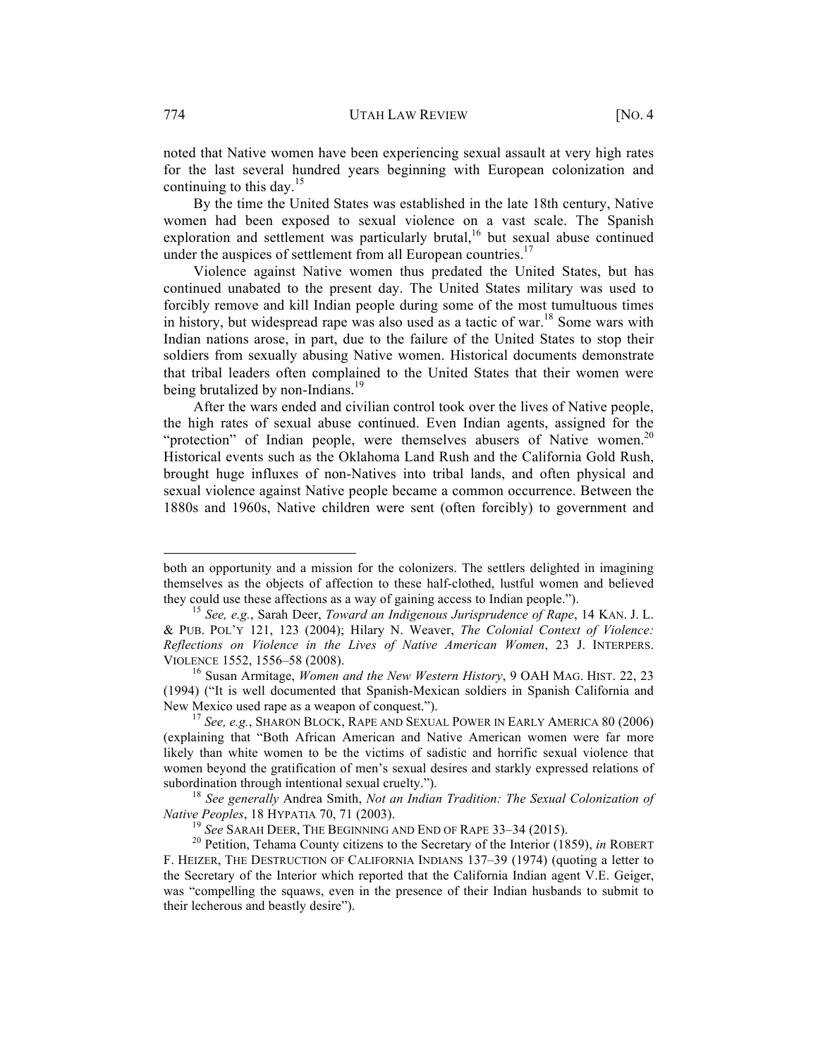noted that Native women have been experiencing sexual assault at very high rates for the last several hundred years beginning with European colonization and continuing to this day.[15]

By the time the United States was established in the late 18th century, Native women had been exposed to sexual violence on a vast scale. The Spanish exploration and settlement was particularly brutal,[16] but sexual abuse continued under the auspices of settlement from all European countries.[17]

Violence against Native women thus predated the United States, but has continued unabated to the present day. The United States military was used to forcibly remove and kill Indian people during some of the most tumultuous times in history, but widespread rape was also used as a tactic of war.[18] Some wars with Indian nations arose, in part, due to the failure of the United States to stop their soldiers from sexually abusing Native women. Historical documents demonstrate that tribal leaders often complained to the United States that their women were being brutalized by non-Indians.[19]

After the wars ended and civilian control took over the lives of Native people, the high rates of sexual abuse continued. Even Indian agents, assigned for the "protection" of Indian people, were themselves abusers of Native women.[20] Historical events such as the Oklahoma Land Rush and the California Gold Rush, brought huge influxes of non-Natives into tribal lands, and often physical and sexual violence against Native people became a common occurrence. Between the 1880s and 1960s, Native children were sent (often forcibly) to government and

---

both an opportunity and a mission for the colonizers. The settlers delighted in imagining themselves as the objects of affection to these half-clothed, lustful women and believed they could use these affections as a way of gaining access to Indian people.").

[15] *See, e.g.*, Sarah Deer, *Toward an Indigenous Jurisprudence of Rape*, 14 KAN. J. L. & PUB. POL'Y 121, 123 (2004); Hilary N. Weaver, *The Colonial Context of Violence: Reflections on Violence in the Lives of Native American Women*, 23 J. INTERPERS. VIOLENCE 1552, 1556–58 (2008).

[16] Susan Armitage, *Women and the New Western History*, 9 OAH MAG. HIST. 22, 23 (1994) ("It is well documented that Spanish-Mexican soldiers in Spanish California and New Mexico used rape as a weapon of conquest.").

[17] *See, e.g.*, SHARON BLOCK, RAPE AND SEXUAL POWER IN EARLY AMERICA 80 (2006) (explaining that "Both African American and Native American women were far more likely than white women to be the victims of sadistic and horrific sexual violence that women beyond the gratification of men's sexual desires and starkly expressed relations of subordination through intentional sexual cruelty.").

[18] *See generally* Andrea Smith, *Not an Indian Tradition: The Sexual Colonization of Native Peoples*, 18 HYPATIA 70, 71 (2003).

[19] *See* SARAH DEER, THE BEGINNING AND END OF RAPE 33–34 (2015).

[20] Petition, Tehama County citizens to the Secretary of the Interior (1859), *in* ROBERT F. HEIZER, THE DESTRUCTION OF CALIFORNIA INDIANS 137–39 (1974) (quoting a letter to the Secretary of the Interior which reported that the California Indian agent V.E. Geiger, was "compelling the squaws, even in the presence of their Indian husbands to submit to their lecherous and beastly desire").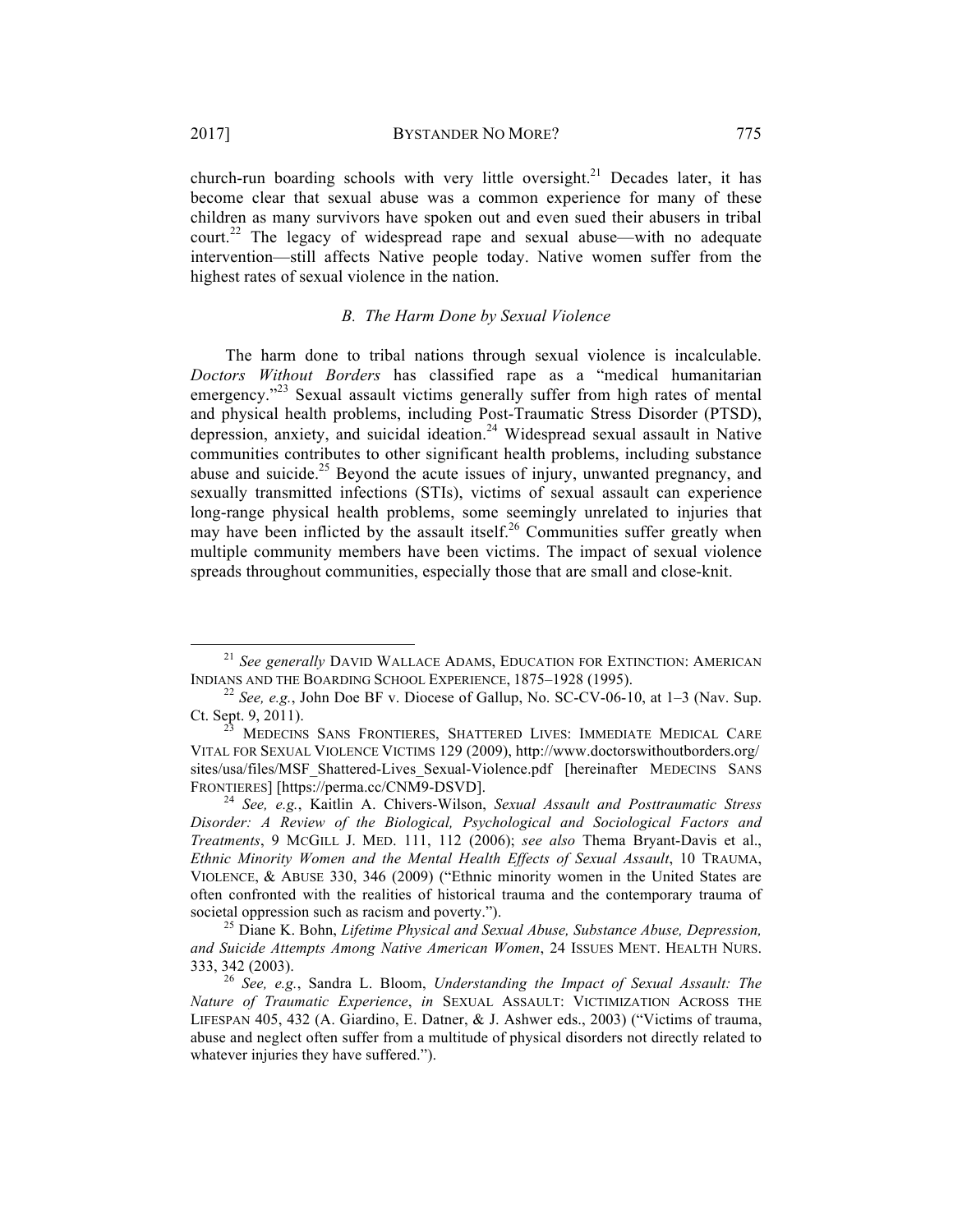church-run boarding schools with very little oversight.[21] Decades later, it has become clear that sexual abuse was a common experience for many of these children as many survivors have spoken out and even sued their abusers in tribal court.[22] The legacy of widespread rape and sexual abuse—with no adequate intervention—still affects Native people today. Native women suffer from the highest rates of sexual violence in the nation.

### *B. The Harm Done by Sexual Violence*

The harm done to tribal nations through sexual violence is incalculable. *Doctors Without Borders* has classified rape as a "medical humanitarian emergency."[23] Sexual assault victims generally suffer from high rates of mental and physical health problems, including Post-Traumatic Stress Disorder (PTSD), depression, anxiety, and suicidal ideation.[24] Widespread sexual assault in Native communities contributes to other significant health problems, including substance abuse and suicide.[25] Beyond the acute issues of injury, unwanted pregnancy, and sexually transmitted infections (STIs), victims of sexual assault can experience long-range physical health problems, some seemingly unrelated to injuries that may have been inflicted by the assault itself.[26] Communities suffer greatly when multiple community members have been victims. The impact of sexual violence spreads throughout communities, especially those that are small and close-knit.

---

[21] *See generally* DAVID WALLACE ADAMS, EDUCATION FOR EXTINCTION: AMERICAN INDIANS AND THE BOARDING SCHOOL EXPERIENCE, 1875–1928 (1995).

[22] *See, e.g.*, John Doe BF v. Diocese of Gallup, No. SC-CV-06-10, at 1–3 (Nav. Sup. Ct. Sept. 9, 2011).

[23] MEDECINS SANS FRONTIERES, SHATTERED LIVES: IMMEDIATE MEDICAL CARE VITAL FOR SEXUAL VIOLENCE VICTIMS 129 (2009), http://www.doctorswithoutborders.org/sites/usa/files/MSF_Shattered-Lives_Sexual-Violence.pdf [hereinafter MEDECINS SANS FRONTIERES] [https://perma.cc/CNM9-DSVD].

[24] *See, e.g.*, Kaitlin A. Chivers-Wilson, *Sexual Assault and Posttraumatic Stress Disorder: A Review of the Biological, Psychological and Sociological Factors and Treatments*, 9 MCGILL J. MED. 111, 112 (2006); *see also* Thema Bryant-Davis et al., *Ethnic Minority Women and the Mental Health Effects of Sexual Assault*, 10 TRAUMA, VIOLENCE, & ABUSE 330, 346 (2009) ("Ethnic minority women in the United States are often confronted with the realities of historical trauma and the contemporary trauma of societal oppression such as racism and poverty.").

[25] Diane K. Bohn, *Lifetime Physical and Sexual Abuse, Substance Abuse, Depression, and Suicide Attempts Among Native American Women*, 24 ISSUES MENT. HEALTH NURS. 333, 342 (2003).

[26] *See, e.g.*, Sandra L. Bloom, *Understanding the Impact of Sexual Assault: The Nature of Traumatic Experience*, *in* SEXUAL ASSAULT: VICTIMIZATION ACROSS THE LIFESPAN 405, 432 (A. Giardino, E. Datner, & J. Ashwer eds., 2003) ("Victims of trauma, abuse and neglect often suffer from a multitude of physical disorders not directly related to whatever injuries they have suffered.").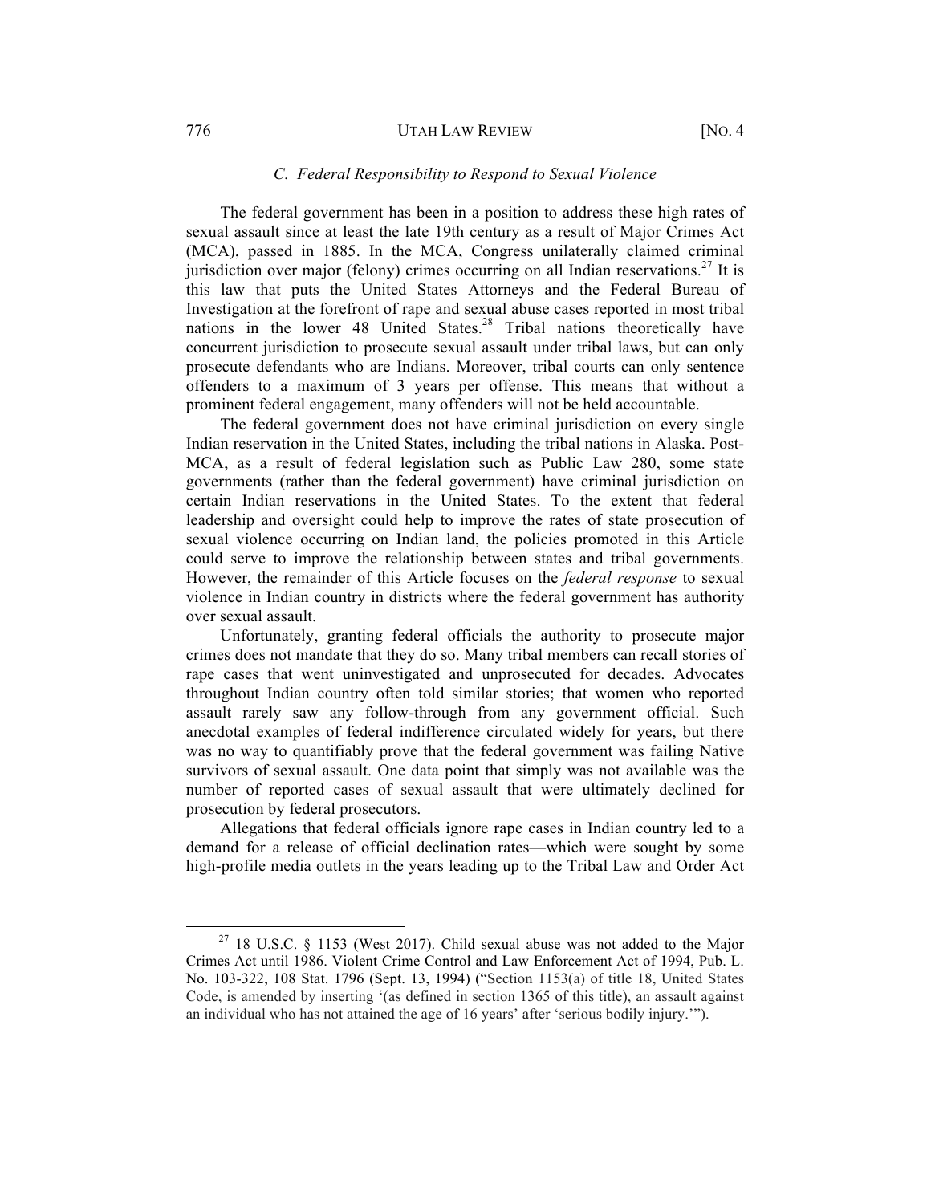### *C. Federal Responsibility to Respond to Sexual Violence*

The federal government has been in a position to address these high rates of sexual assault since at least the late 19th century as a result of Major Crimes Act (MCA), passed in 1885. In the MCA, Congress unilaterally claimed criminal jurisdiction over major (felony) crimes occurring on all Indian reservations.[27] It is this law that puts the United States Attorneys and the Federal Bureau of Investigation at the forefront of rape and sexual abuse cases reported in most tribal nations in the lower 48 United States.[28] Tribal nations theoretically have concurrent jurisdiction to prosecute sexual assault under tribal laws, but can only prosecute defendants who are Indians. Moreover, tribal courts can only sentence offenders to a maximum of 3 years per offense. This means that without a prominent federal engagement, many offenders will not be held accountable.

The federal government does not have criminal jurisdiction on every single Indian reservation in the United States, including the tribal nations in Alaska. Post-MCA, as a result of federal legislation such as Public Law 280, some state governments (rather than the federal government) have criminal jurisdiction on certain Indian reservations in the United States. To the extent that federal leadership and oversight could help to improve the rates of state prosecution of sexual violence occurring on Indian land, the policies promoted in this Article could serve to improve the relationship between states and tribal governments. However, the remainder of this Article focuses on the *federal response* to sexual violence in Indian country in districts where the federal government has authority over sexual assault.

Unfortunately, granting federal officials the authority to prosecute major crimes does not mandate that they do so. Many tribal members can recall stories of rape cases that went uninvestigated and unprosecuted for decades. Advocates throughout Indian country often told similar stories; that women who reported assault rarely saw any follow-through from any government official. Such anecdotal examples of federal indifference circulated widely for years, but there was no way to quantifiably prove that the federal government was failing Native survivors of sexual assault. One data point that simply was not available was the number of reported cases of sexual assault that were ultimately declined for prosecution by federal prosecutors.

Allegations that federal officials ignore rape cases in Indian country led to a demand for a release of official declination rates—which were sought by some high-profile media outlets in the years leading up to the Tribal Law and Order Act

---

[27] 18 U.S.C. § 1153 (West 2017). Child sexual abuse was not added to the Major Crimes Act until 1986. Violent Crime Control and Law Enforcement Act of 1994, Pub. L. No. 103-322, 108 Stat. 1796 (Sept. 13, 1994) ("Section 1153(a) of title 18, United States Code, is amended by inserting '(as defined in section 1365 of this title), an assault against an individual who has not attained the age of 16 years' after 'serious bodily injury.'").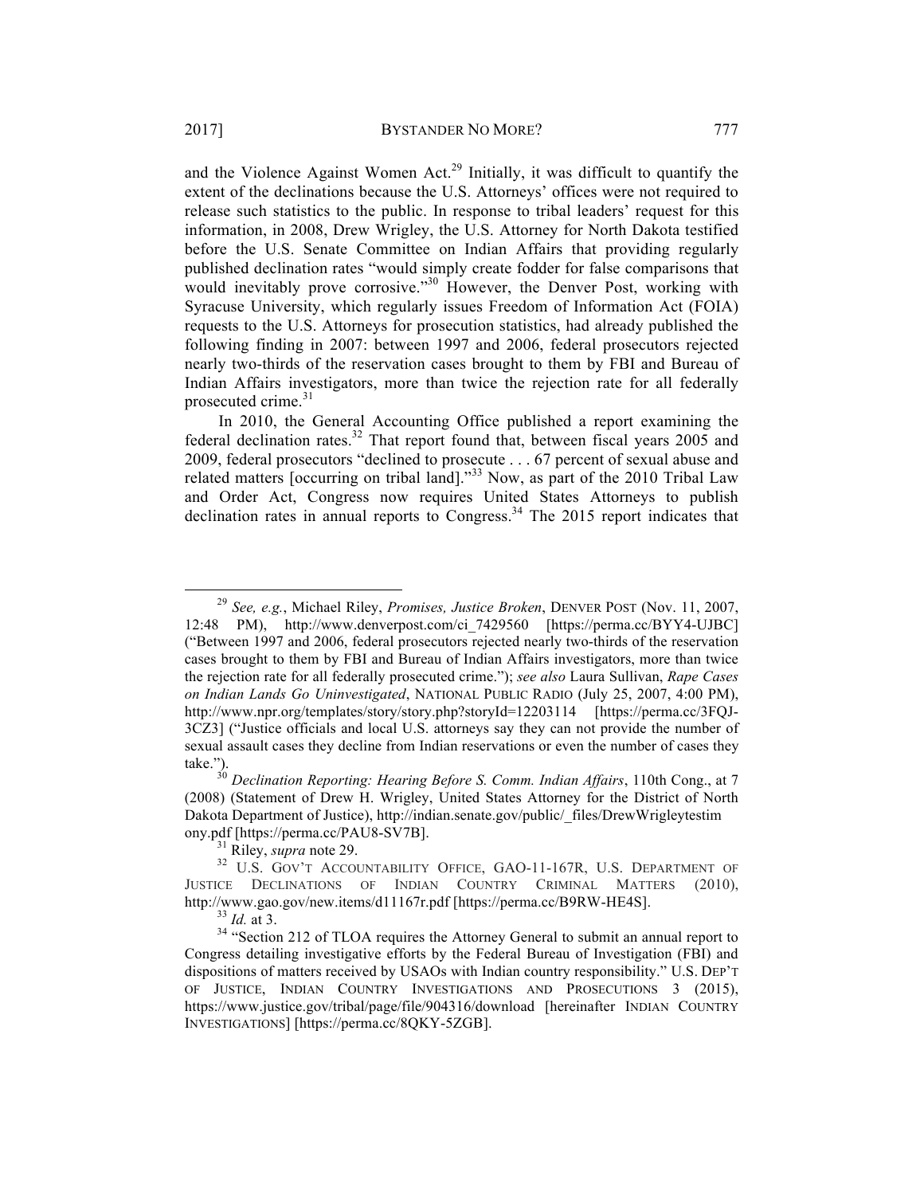and the Violence Against Women Act.[29] Initially, it was difficult to quantify the extent of the declinations because the U.S. Attorneys' offices were not required to release such statistics to the public. In response to tribal leaders' request for this information, in 2008, Drew Wrigley, the U.S. Attorney for North Dakota testified before the U.S. Senate Committee on Indian Affairs that providing regularly published declination rates "would simply create fodder for false comparisons that would inevitably prove corrosive."[30] However, the Denver Post, working with Syracuse University, which regularly issues Freedom of Information Act (FOIA) requests to the U.S. Attorneys for prosecution statistics, had already published the following finding in 2007: between 1997 and 2006, federal prosecutors rejected nearly two-thirds of the reservation cases brought to them by FBI and Bureau of Indian Affairs investigators, more than twice the rejection rate for all federally prosecuted crime.[31]

In 2010, the General Accounting Office published a report examining the federal declination rates.[32] That report found that, between fiscal years 2005 and 2009, federal prosecutors "declined to prosecute . . . 67 percent of sexual abuse and related matters [occurring on tribal land]."[33] Now, as part of the 2010 Tribal Law and Order Act, Congress now requires United States Attorneys to publish declination rates in annual reports to Congress.[34] The 2015 report indicates that

---

[29] *See, e.g.*, Michael Riley, *Promises, Justice Broken*, DENVER POST (Nov. 11, 2007, 12:48 PM), http://www.denverpost.com/ci_7429560 [https://perma.cc/BYY4-UJBC] ("Between 1997 and 2006, federal prosecutors rejected nearly two-thirds of the reservation cases brought to them by FBI and Bureau of Indian Affairs investigators, more than twice the rejection rate for all federally prosecuted crime."); *see also* Laura Sullivan, *Rape Cases on Indian Lands Go Uninvestigated*, NATIONAL PUBLIC RADIO (July 25, 2007, 4:00 PM), http://www.npr.org/templates/story/story.php?storyId=12203114 [https://perma.cc/3FQJ-3CZ3] ("Justice officials and local U.S. attorneys say they can not provide the number of sexual assault cases they decline from Indian reservations or even the number of cases they take.").

[30] *Declination Reporting: Hearing Before S. Comm. Indian Affairs*, 110th Cong., at 7 (2008) (Statement of Drew H. Wrigley, United States Attorney for the District of North Dakota Department of Justice), http://indian.senate.gov/public/_files/DrewWrigleytestimony.pdf [https://perma.cc/PAU8-SV7B].

[31] Riley, *supra* note 29.

[32] U.S. GOV'T ACCOUNTABILITY OFFICE, GAO-11-167R, U.S. DEPARTMENT OF JUSTICE DECLINATIONS OF INDIAN COUNTRY CRIMINAL MATTERS (2010), http://www.gao.gov/new.items/d11167r.pdf [https://perma.cc/B9RW-HE4S].

[33] *Id.* at 3.

[34] "Section 212 of TLOA requires the Attorney General to submit an annual report to Congress detailing investigative efforts by the Federal Bureau of Investigation (FBI) and dispositions of matters received by USAOs with Indian country responsibility." U.S. DEP'T OF JUSTICE, INDIAN COUNTRY INVESTIGATIONS AND PROSECUTIONS 3 (2015), https://www.justice.gov/tribal/page/file/904316/download [hereinafter INDIAN COUNTRY INVESTIGATIONS] [https://perma.cc/8QKY-5ZGB].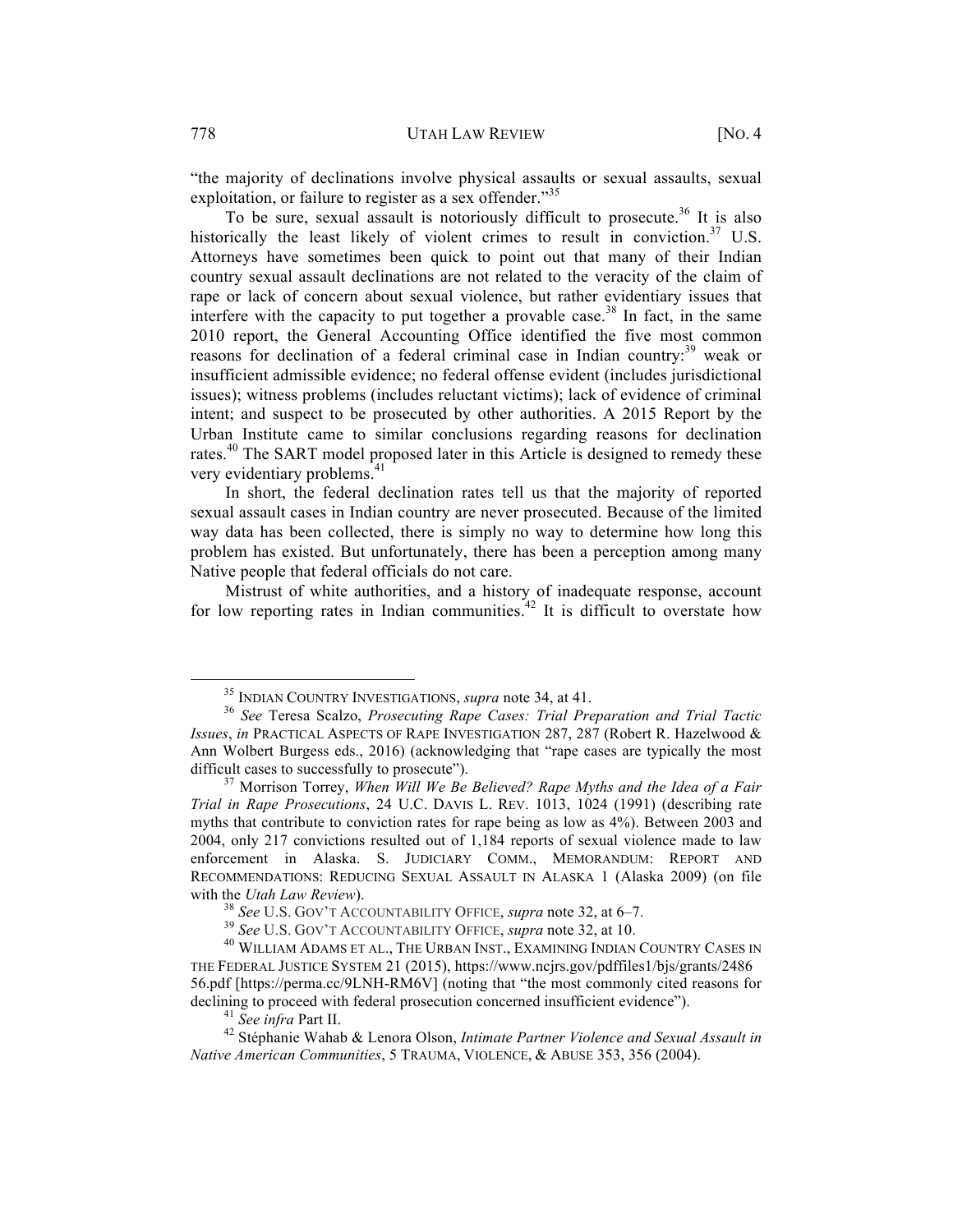"the majority of declinations involve physical assaults or sexual assaults, sexual exploitation, or failure to register as a sex offender."[35]

To be sure, sexual assault is notoriously difficult to prosecute.[36] It is also historically the least likely of violent crimes to result in conviction.[37] U.S. Attorneys have sometimes been quick to point out that many of their Indian country sexual assault declinations are not related to the veracity of the claim of rape or lack of concern about sexual violence, but rather evidentiary issues that interfere with the capacity to put together a provable case.[38] In fact, in the same 2010 report, the General Accounting Office identified the five most common reasons for declination of a federal criminal case in Indian country:[39] weak or insufficient admissible evidence; no federal offense evident (includes jurisdictional issues); witness problems (includes reluctant victims); lack of evidence of criminal intent; and suspect to be prosecuted by other authorities. A 2015 Report by the Urban Institute came to similar conclusions regarding reasons for declination rates.[40] The SART model proposed later in this Article is designed to remedy these very evidentiary problems.[41]

In short, the federal declination rates tell us that the majority of reported sexual assault cases in Indian country are never prosecuted. Because of the limited way data has been collected, there is simply no way to determine how long this problem has existed. But unfortunately, there has been a perception among many Native people that federal officials do not care.

Mistrust of white authorities, and a history of inadequate response, account for low reporting rates in Indian communities.[42] It is difficult to overstate how

---

[35] INDIAN COUNTRY INVESTIGATIONS, *supra* note 34, at 41.

[36] *See* Teresa Scalzo, *Prosecuting Rape Cases: Trial Preparation and Trial Tactic Issues*, *in* PRACTICAL ASPECTS OF RAPE INVESTIGATION 287, 287 (Robert R. Hazelwood & Ann Wolbert Burgess eds., 2016) (acknowledging that "rape cases are typically the most difficult cases to successfully to prosecute").

[37] Morrison Torrey, *When Will We Be Believed? Rape Myths and the Idea of a Fair Trial in Rape Prosecutions*, 24 U.C. DAVIS L. REV. 1013, 1024 (1991) (describing rate myths that contribute to conviction rates for rape being as low as 4%). Between 2003 and 2004, only 217 convictions resulted out of 1,184 reports of sexual violence made to law enforcement in Alaska. S. JUDICIARY COMM., MEMORANDUM: REPORT AND RECOMMENDATIONS: REDUCING SEXUAL ASSAULT IN ALASKA 1 (Alaska 2009) (on file with the *Utah Law Review*).

[38] *See* U.S. GOV'T ACCOUNTABILITY OFFICE, *supra* note 32, at 6–7.

[39] *See* U.S. GOV'T ACCOUNTABILITY OFFICE, *supra* note 32, at 10.

[40] WILLIAM ADAMS ET AL., THE URBAN INST., EXAMINING INDIAN COUNTRY CASES IN THE FEDERAL JUSTICE SYSTEM 21 (2015), https://www.ncjrs.gov/pdffiles1/bjs/grants/248656.pdf [https://perma.cc/9LNH-RM6V] (noting that "the most commonly cited reasons for declining to proceed with federal prosecution concerned insufficient evidence").

[41] *See infra* Part II.

[42] Stéphanie Wahab & Lenora Olson, *Intimate Partner Violence and Sexual Assault in Native American Communities*, 5 TRAUMA, VIOLENCE, & ABUSE 353, 356 (2004).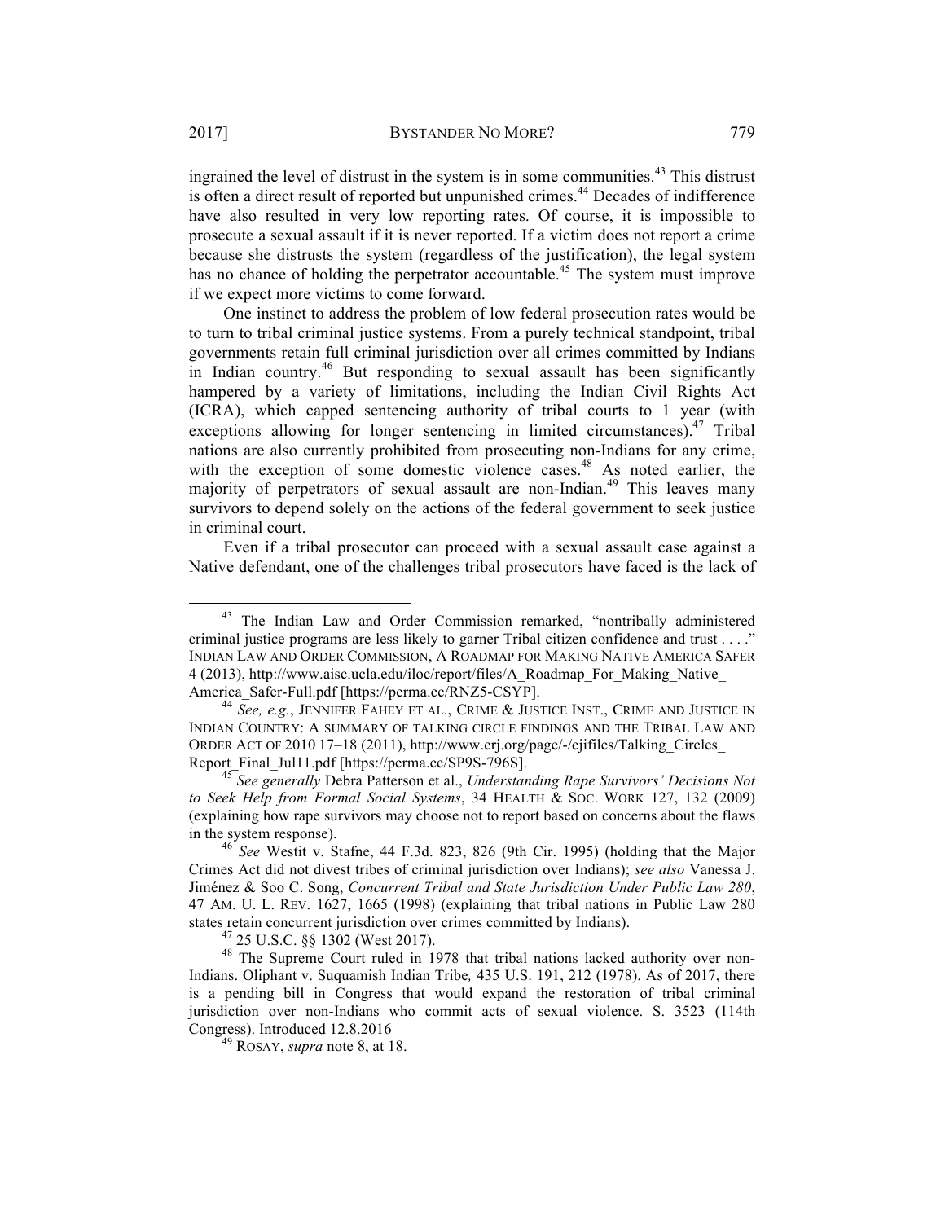ingrained the level of distrust in the system is in some communities.[43] This distrust is often a direct result of reported but unpunished crimes.[44] Decades of indifference have also resulted in very low reporting rates. Of course, it is impossible to prosecute a sexual assault if it is never reported. If a victim does not report a crime because she distrusts the system (regardless of the justification), the legal system has no chance of holding the perpetrator accountable.[45] The system must improve if we expect more victims to come forward.

One instinct to address the problem of low federal prosecution rates would be to turn to tribal criminal justice systems. From a purely technical standpoint, tribal governments retain full criminal jurisdiction over all crimes committed by Indians in Indian country.[46] But responding to sexual assault has been significantly hampered by a variety of limitations, including the Indian Civil Rights Act (ICRA), which capped sentencing authority of tribal courts to 1 year (with exceptions allowing for longer sentencing in limited circumstances).[47] Tribal nations are also currently prohibited from prosecuting non-Indians for any crime, with the exception of some domestic violence cases.[48] As noted earlier, the majority of perpetrators of sexual assault are non-Indian.[49] This leaves many survivors to depend solely on the actions of the federal government to seek justice in criminal court.

Even if a tribal prosecutor can proceed with a sexual assault case against a Native defendant, one of the challenges tribal prosecutors have faced is the lack of

---

[43] The Indian Law and Order Commission remarked, "nontribally administered criminal justice programs are less likely to garner Tribal citizen confidence and trust . . . ." INDIAN LAW AND ORDER COMMISSION, A ROADMAP FOR MAKING NATIVE AMERICA SAFER 4 (2013), http://www.aisc.ucla.edu/iloc/report/files/A_Roadmap_For_Making_Native_America_Safer-Full.pdf [https://perma.cc/RNZ5-CSYP].

[44] *See, e.g.*, JENNIFER FAHEY ET AL., CRIME & JUSTICE INST., CRIME AND JUSTICE IN INDIAN COUNTRY: A SUMMARY OF TALKING CIRCLE FINDINGS AND THE TRIBAL LAW AND ORDER ACT OF 2010 17–18 (2011), http://www.crj.org/page/-/cjifiles/Talking_Circles_Report_Final_Jul11.pdf [https://perma.cc/SP9S-796S].

[45] *See generally* Debra Patterson et al., *Understanding Rape Survivors' Decisions Not to Seek Help from Formal Social Systems*, 34 HEALTH & SOC. WORK 127, 132 (2009) (explaining how rape survivors may choose not to report based on concerns about the flaws in the system response).

[46] *See* Westit v. Stafne, 44 F.3d. 823, 826 (9th Cir. 1995) (holding that the Major Crimes Act did not divest tribes of criminal jurisdiction over Indians); *see also* Vanessa J. Jiménez & Soo C. Song, *Concurrent Tribal and State Jurisdiction Under Public Law 280*, 47 AM. U. L. REV. 1627, 1665 (1998) (explaining that tribal nations in Public Law 280 states retain concurrent jurisdiction over crimes committed by Indians).

[47] 25 U.S.C. §§ 1302 (West 2017).

[48] The Supreme Court ruled in 1978 that tribal nations lacked authority over non-Indians. Oliphant v. Suquamish Indian Tribe*,* 435 U.S. 191, 212 (1978). As of 2017, there is a pending bill in Congress that would expand the restoration of tribal criminal jurisdiction over non-Indians who commit acts of sexual violence. S. 3523 (114th Congress). Introduced 12.8.2016

[49] ROSAY, *supra* note 8, at 18.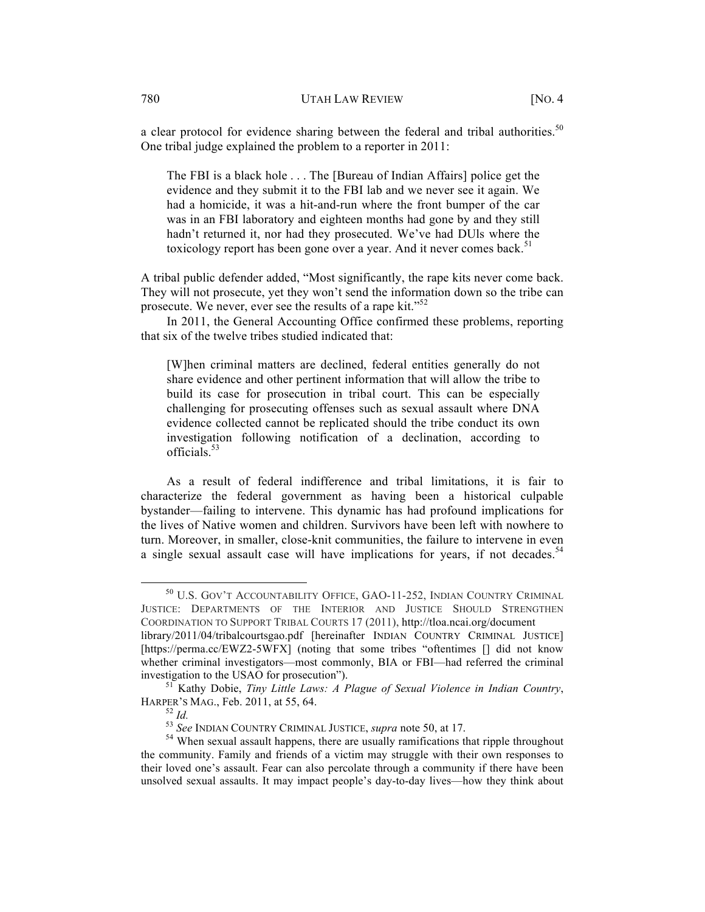a clear protocol for evidence sharing between the federal and tribal authorities.[50] One tribal judge explained the problem to a reporter in 2011:

> The FBI is a black hole . . . The [Bureau of Indian Affairs] police get the evidence and they submit it to the FBI lab and we never see it again. We had a homicide, it was a hit-and-run where the front bumper of the car was in an FBI laboratory and eighteen months had gone by and they still hadn't returned it, nor had they prosecuted. We've had DUls where the toxicology report has been gone over a year. And it never comes back.[51]

A tribal public defender added, "Most significantly, the rape kits never come back. They will not prosecute, yet they won't send the information down so the tribe can prosecute. We never, ever see the results of a rape kit."[52]

In 2011, the General Accounting Office confirmed these problems, reporting that six of the twelve tribes studied indicated that:

> [W]hen criminal matters are declined, federal entities generally do not share evidence and other pertinent information that will allow the tribe to build its case for prosecution in tribal court. This can be especially challenging for prosecuting offenses such as sexual assault where DNA evidence collected cannot be replicated should the tribe conduct its own investigation following notification of a declination, according to officials.[53]

As a result of federal indifference and tribal limitations, it is fair to characterize the federal government as having been a historical culpable bystander—failing to intervene. This dynamic has had profound implications for the lives of Native women and children. Survivors have been left with nowhere to turn. Moreover, in smaller, close-knit communities, the failure to intervene in even a single sexual assault case will have implications for years, if not decades.[54]

---

[50] U.S. GOV'T ACCOUNTABILITY OFFICE, GAO-11-252, INDIAN COUNTRY CRIMINAL JUSTICE: DEPARTMENTS OF THE INTERIOR AND JUSTICE SHOULD STRENGTHEN COORDINATION TO SUPPORT TRIBAL COURTS 17 (2011), http://tloa.ncai.org/document library/2011/04/tribalcourtsgao.pdf [hereinafter INDIAN COUNTRY CRIMINAL JUSTICE] [https://perma.cc/EWZ2-5WFX] (noting that some tribes "oftentimes [] did not know whether criminal investigators—most commonly, BIA or FBI—had referred the criminal investigation to the USAO for prosecution").

[51] Kathy Dobie, *Tiny Little Laws: A Plague of Sexual Violence in Indian Country*, HARPER'S MAG., Feb. 2011, at 55, 64.

[52] *Id.*

[53] *See* INDIAN COUNTRY CRIMINAL JUSTICE, *supra* note 50, at 17.

[54] When sexual assault happens, there are usually ramifications that ripple throughout the community. Family and friends of a victim may struggle with their own responses to their loved one's assault. Fear can also percolate through a community if there have been unsolved sexual assaults. It may impact people's day-to-day lives—how they think about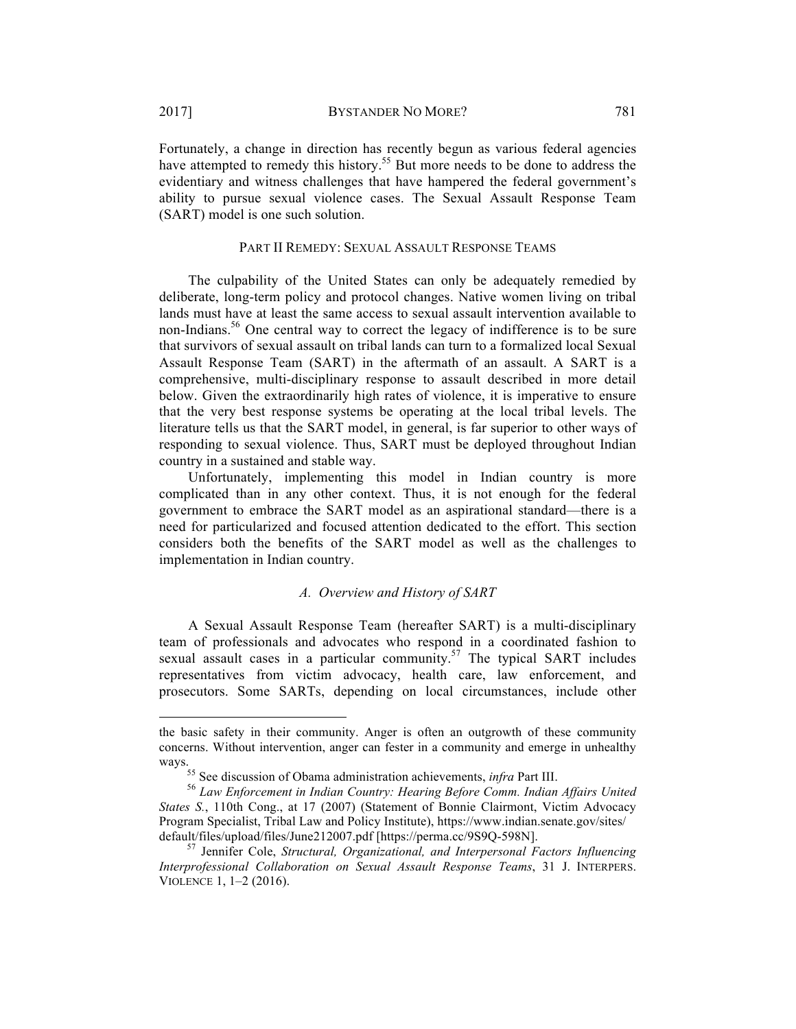Fortunately, a change in direction has recently begun as various federal agencies have attempted to remedy this history.[55] But more needs to be done to address the evidentiary and witness challenges that have hampered the federal government's ability to pursue sexual violence cases. The Sexual Assault Response Team (SART) model is one such solution.

## PART II REMEDY: SEXUAL ASSAULT RESPONSE TEAMS

The culpability of the United States can only be adequately remedied by deliberate, long-term policy and protocol changes. Native women living on tribal lands must have at least the same access to sexual assault intervention available to non-Indians.[56] One central way to correct the legacy of indifference is to be sure that survivors of sexual assault on tribal lands can turn to a formalized local Sexual Assault Response Team (SART) in the aftermath of an assault. A SART is a comprehensive, multi-disciplinary response to assault described in more detail below. Given the extraordinarily high rates of violence, it is imperative to ensure that the very best response systems be operating at the local tribal levels. The literature tells us that the SART model, in general, is far superior to other ways of responding to sexual violence. Thus, SART must be deployed throughout Indian country in a sustained and stable way.

Unfortunately, implementing this model in Indian country is more complicated than in any other context. Thus, it is not enough for the federal government to embrace the SART model as an aspirational standard—there is a need for particularized and focused attention dedicated to the effort. This section considers both the benefits of the SART model as well as the challenges to implementation in Indian country.

### *A. Overview and History of SART*

A Sexual Assault Response Team (hereafter SART) is a multi-disciplinary team of professionals and advocates who respond in a coordinated fashion to sexual assault cases in a particular community.[57] The typical SART includes representatives from victim advocacy, health care, law enforcement, and prosecutors. Some SARTs, depending on local circumstances, include other

---

the basic safety in their community. Anger is often an outgrowth of these community concerns. Without intervention, anger can fester in a community and emerge in unhealthy ways.

[55] See discussion of Obama administration achievements, *infra* Part III.

[56] *Law Enforcement in Indian Country: Hearing Before Comm. Indian Affairs United States S.*, 110th Cong., at 17 (2007) (Statement of Bonnie Clairmont, Victim Advocacy Program Specialist, Tribal Law and Policy Institute), https://www.indian.senate.gov/sites/default/files/upload/files/June212007.pdf [https://perma.cc/9S9Q-598N].

[57] Jennifer Cole, *Structural, Organizational, and Interpersonal Factors Influencing Interprofessional Collaboration on Sexual Assault Response Teams*, 31 J. INTERPERS. VIOLENCE 1, 1–2 (2016).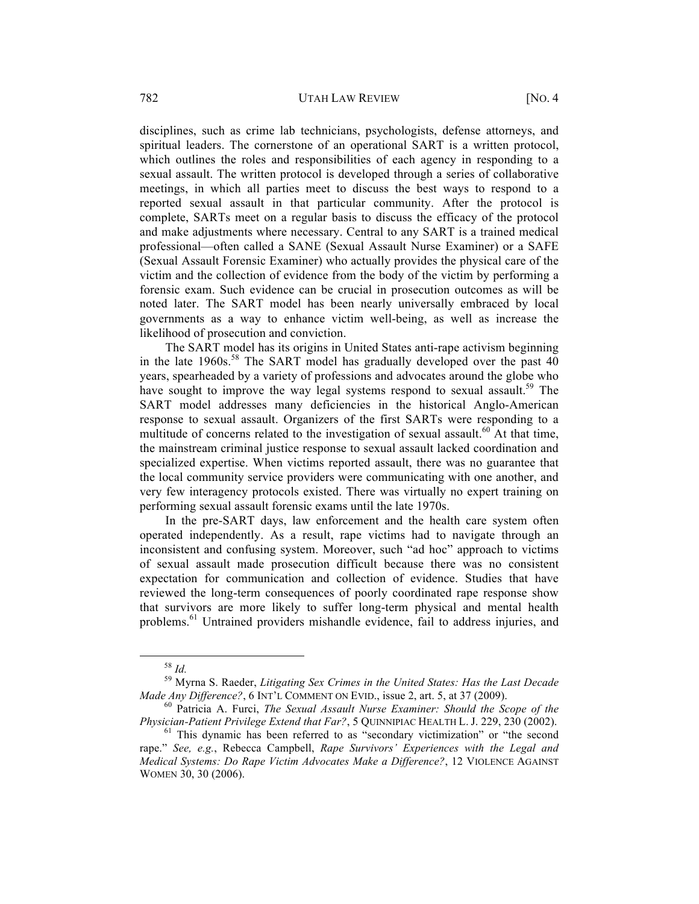disciplines, such as crime lab technicians, psychologists, defense attorneys, and spiritual leaders. The cornerstone of an operational SART is a written protocol, which outlines the roles and responsibilities of each agency in responding to a sexual assault. The written protocol is developed through a series of collaborative meetings, in which all parties meet to discuss the best ways to respond to a reported sexual assault in that particular community. After the protocol is complete, SARTs meet on a regular basis to discuss the efficacy of the protocol and make adjustments where necessary. Central to any SART is a trained medical professional—often called a SANE (Sexual Assault Nurse Examiner) or a SAFE (Sexual Assault Forensic Examiner) who actually provides the physical care of the victim and the collection of evidence from the body of the victim by performing a forensic exam. Such evidence can be crucial in prosecution outcomes as will be noted later. The SART model has been nearly universally embraced by local governments as a way to enhance victim well-being, as well as increase the likelihood of prosecution and conviction.

The SART model has its origins in United States anti-rape activism beginning in the late 1960s.[58] The SART model has gradually developed over the past 40 years, spearheaded by a variety of professions and advocates around the globe who have sought to improve the way legal systems respond to sexual assault.[59] The SART model addresses many deficiencies in the historical Anglo-American response to sexual assault. Organizers of the first SARTs were responding to a multitude of concerns related to the investigation of sexual assault.[60] At that time, the mainstream criminal justice response to sexual assault lacked coordination and specialized expertise. When victims reported assault, there was no guarantee that the local community service providers were communicating with one another, and very few interagency protocols existed. There was virtually no expert training on performing sexual assault forensic exams until the late 1970s.

In the pre-SART days, law enforcement and the health care system often operated independently. As a result, rape victims had to navigate through an inconsistent and confusing system. Moreover, such "ad hoc" approach to victims of sexual assault made prosecution difficult because there was no consistent expectation for communication and collection of evidence. Studies that have reviewed the long-term consequences of poorly coordinated rape response show that survivors are more likely to suffer long-term physical and mental health problems.[61] Untrained providers mishandle evidence, fail to address injuries, and

---

[58] *Id.*

[59] Myrna S. Raeder, *Litigating Sex Crimes in the United States: Has the Last Decade Made Any Difference?*, 6 INT'L COMMENT ON EVID., issue 2, art. 5, at 37 (2009).

[60] Patricia A. Furci, *The Sexual Assault Nurse Examiner: Should the Scope of the Physician-Patient Privilege Extend that Far?*, 5 QUINNIPIAC HEALTH L. J. 229, 230 (2002).

[61] This dynamic has been referred to as "secondary victimization" or "the second rape." *See, e.g.*, Rebecca Campbell, *Rape Survivors' Experiences with the Legal and Medical Systems: Do Rape Victim Advocates Make a Difference?*, 12 VIOLENCE AGAINST WOMEN 30, 30 (2006).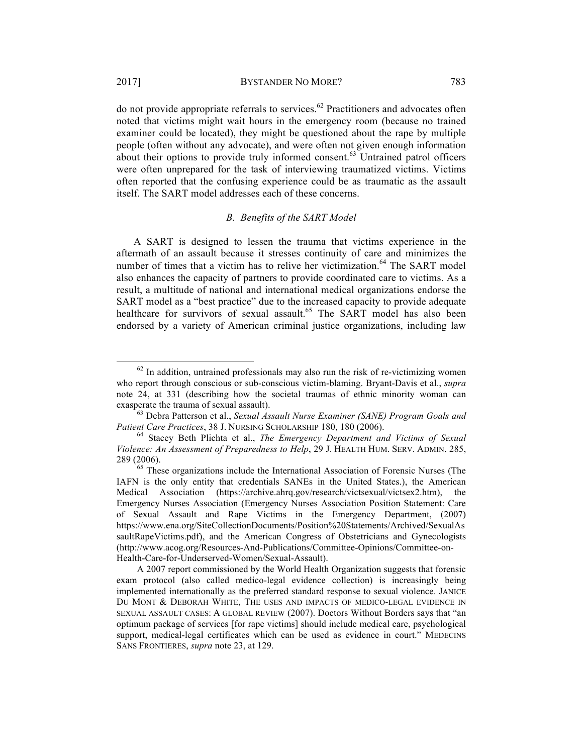do not provide appropriate referrals to services.[62] Practitioners and advocates often noted that victims might wait hours in the emergency room (because no trained examiner could be located), they might be questioned about the rape by multiple people (often without any advocate), and were often not given enough information about their options to provide truly informed consent.[63] Untrained patrol officers were often unprepared for the task of interviewing traumatized victims. Victims often reported that the confusing experience could be as traumatic as the assault itself. The SART model addresses each of these concerns.

### *B. Benefits of the SART Model*

A SART is designed to lessen the trauma that victims experience in the aftermath of an assault because it stresses continuity of care and minimizes the number of times that a victim has to relive her victimization.[64] The SART model also enhances the capacity of partners to provide coordinated care to victims. As a result, a multitude of national and international medical organizations endorse the SART model as a "best practice" due to the increased capacity to provide adequate healthcare for survivors of sexual assault.[65] The SART model has also been endorsed by a variety of American criminal justice organizations, including law

---

[62] In addition, untrained professionals may also run the risk of re-victimizing women who report through conscious or sub-conscious victim-blaming. Bryant-Davis et al., *supra* note 24, at 331 (describing how the societal traumas of ethnic minority woman can exasperate the trauma of sexual assault).

[63] Debra Patterson et al., *Sexual Assault Nurse Examiner (SANE) Program Goals and Patient Care Practices*, 38 J. NURSING SCHOLARSHIP 180, 180 (2006).

[64] Stacey Beth Plichta et al., *The Emergency Department and Victims of Sexual Violence: An Assessment of Preparedness to Help*, 29 J. HEALTH HUM. SERV. ADMIN. 285, 289 (2006).

[65] These organizations include the International Association of Forensic Nurses (The IAFN is the only entity that credentials SANEs in the United States.), the American Medical Association (https://archive.ahrq.gov/research/victsexual/victsex2.htm), the Emergency Nurses Association (Emergency Nurses Association Position Statement: Care of Sexual Assault and Rape Victims in the Emergency Department, (2007) https://www.ena.org/SiteCollectionDocuments/Position%20Statements/Archived/SexualAssaultRapeVictims.pdf), and the American Congress of Obstetricians and Gynecologists (http://www.acog.org/Resources-And-Publications/Committee-Opinions/Committee-on-Health-Care-for-Underserved-Women/Sexual-Assault).

A 2007 report commissioned by the World Health Organization suggests that forensic exam protocol (also called medico-legal evidence collection) is increasingly being implemented internationally as the preferred standard response to sexual violence. JANICE DU MONT & DEBORAH WHITE, THE USES AND IMPACTS OF MEDICO-LEGAL EVIDENCE IN SEXUAL ASSAULT CASES: A GLOBAL REVIEW (2007). Doctors Without Borders says that "an optimum package of services [for rape victims] should include medical care, psychological support, medical-legal certificates which can be used as evidence in court." MEDECINS SANS FRONTIERES, *supra* note 23, at 129.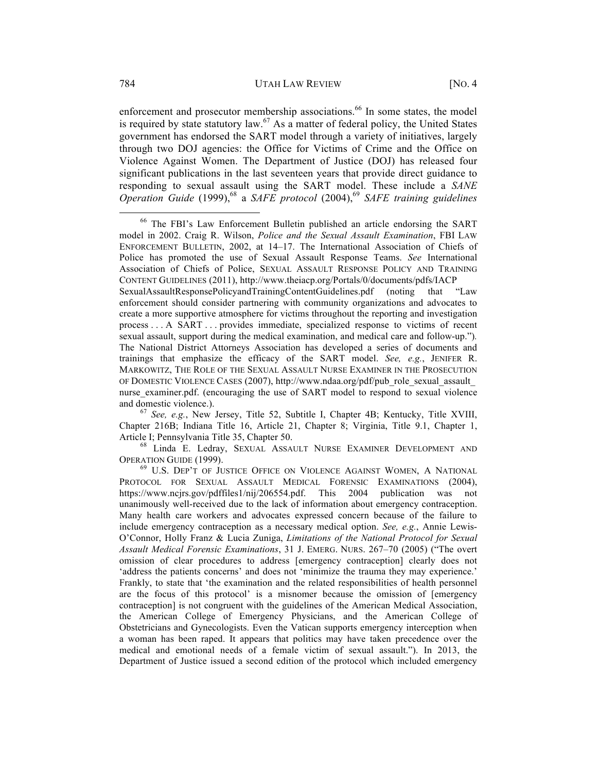enforcement and prosecutor membership associations.[66] In some states, the model is required by state statutory law.[67] As a matter of federal policy, the United States government has endorsed the SART model through a variety of initiatives, largely through two DOJ agencies: the Office for Victims of Crime and the Office on Violence Against Women. The Department of Justice (DOJ) has released four significant publications in the last seventeen years that provide direct guidance to responding to sexual assault using the SART model. These include a *SANE Operation Guide* (1999),[68] a *SAFE protocol* (2004),[69] *SAFE training guidelines*

---

[66] The FBI's Law Enforcement Bulletin published an article endorsing the SART model in 2002. Craig R. Wilson, *Police and the Sexual Assault Examination*, FBI LAW ENFORCEMENT BULLETIN, 2002, at 14–17. The International Association of Chiefs of Police has promoted the use of Sexual Assault Response Teams. *See* International Association of Chiefs of Police, SEXUAL ASSAULT RESPONSE POLICY AND TRAINING CONTENT GUIDELINES (2011), http://www.theiacp.org/Portals/0/documents/pdfs/IACP SexualAssaultResponsePolicyandTrainingContentGuidelines.pdf (noting that "Law enforcement should consider partnering with community organizations and advocates to create a more supportive atmosphere for victims throughout the reporting and investigation process . . . A SART . . . provides immediate, specialized response to victims of recent sexual assault, support during the medical examination, and medical care and follow-up."). The National District Attorneys Association has developed a series of documents and trainings that emphasize the efficacy of the SART model. *See, e.g.*, JENIFER R. MARKOWITZ, THE ROLE OF THE SEXUAL ASSAULT NURSE EXAMINER IN THE PROSECUTION OF DOMESTIC VIOLENCE CASES (2007), http://www.ndaa.org/pdf/pub_role_sexual_assault_nurse_examiner.pdf. (encouraging the use of SART model to respond to sexual violence and domestic violence.).

[67] *See, e.g.*, New Jersey, Title 52, Subtitle I, Chapter 4B; Kentucky, Title XVIII, Chapter 216B; Indiana Title 16, Article 21, Chapter 8; Virginia, Title 9.1, Chapter 1, Article I; Pennsylvania Title 35, Chapter 50.

[68] Linda E. Ledray, SEXUAL ASSAULT NURSE EXAMINER DEVELOPMENT AND OPERATION GUIDE (1999).

[69] U.S. DEP'T OF JUSTICE OFFICE ON VIOLENCE AGAINST WOMEN, A NATIONAL PROTOCOL FOR SEXUAL ASSAULT MEDICAL FORENSIC EXAMINATIONS (2004), https://www.ncjrs.gov/pdffiles1/nij/206554.pdf. This 2004 publication was not unanimously well-received due to the lack of information about emergency contraception. Many health care workers and advocates expressed concern because of the failure to include emergency contraception as a necessary medical option. *See, e.g.*, Annie Lewis-O'Connor, Holly Franz & Lucia Zuniga, *Limitations of the National Protocol for Sexual Assault Medical Forensic Examinations*, 31 J. EMERG. NURS. 267–70 (2005) ("The overt omission of clear procedures to address [emergency contraception] clearly does not 'address the patients concerns' and does not 'minimize the trauma they may experience.' Frankly, to state that 'the examination and the related responsibilities of health personnel are the focus of this protocol' is a misnomer because the omission of [emergency contraception] is not congruent with the guidelines of the American Medical Association, the American College of Emergency Physicians, and the American College of Obstetricians and Gynecologists. Even the Vatican supports emergency interception when a woman has been raped. It appears that politics may have taken precedence over the medical and emotional needs of a female victim of sexual assault."). In 2013, the Department of Justice issued a second edition of the protocol which included emergency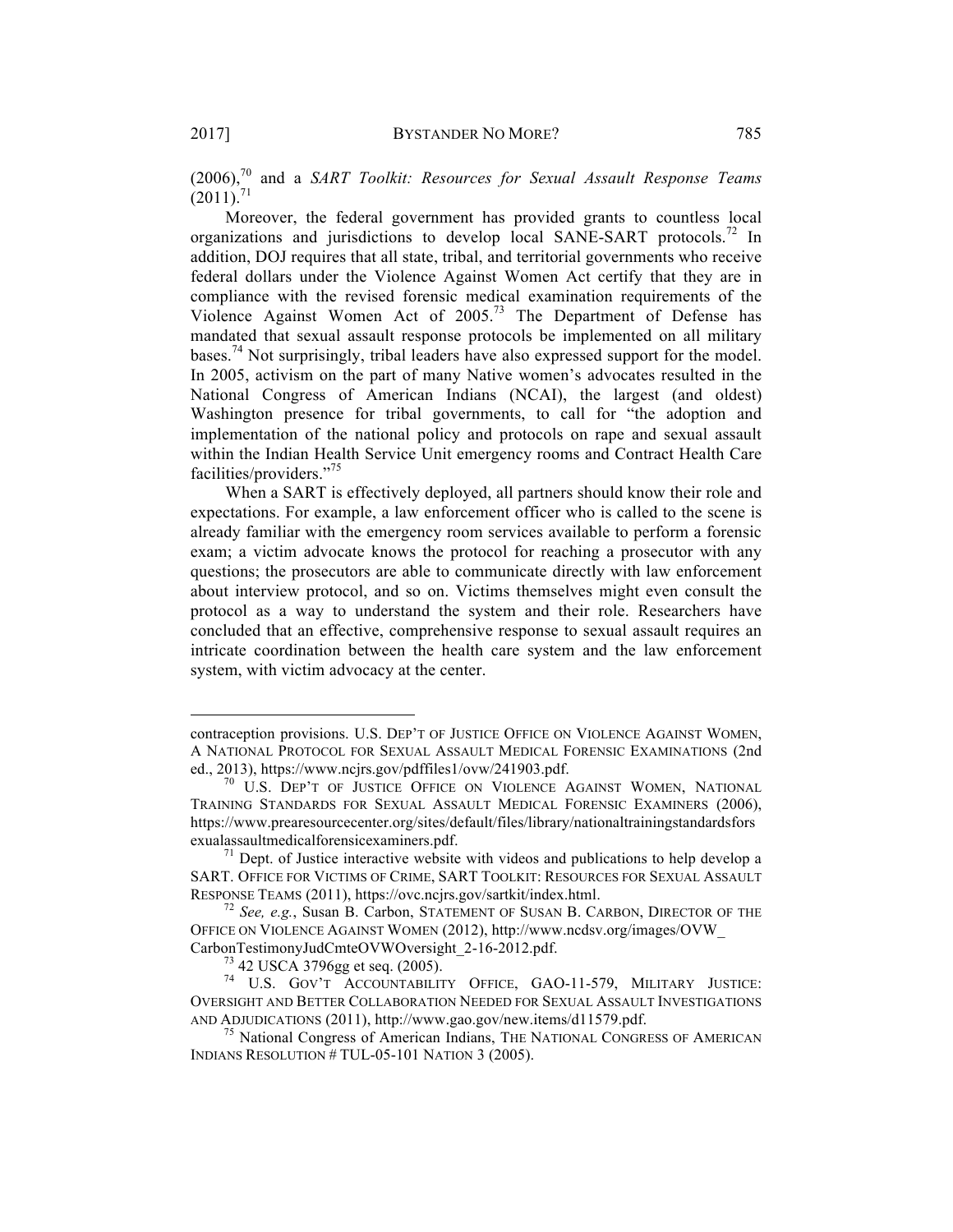(2006),[70] and a *SART Toolkit: Resources for Sexual Assault Response Teams* (2011).[71]

Moreover, the federal government has provided grants to countless local organizations and jurisdictions to develop local SANE-SART protocols.[72] In addition, DOJ requires that all state, tribal, and territorial governments who receive federal dollars under the Violence Against Women Act certify that they are in compliance with the revised forensic medical examination requirements of the Violence Against Women Act of 2005.[73] The Department of Defense has mandated that sexual assault response protocols be implemented on all military bases.[74] Not surprisingly, tribal leaders have also expressed support for the model. In 2005, activism on the part of many Native women's advocates resulted in the National Congress of American Indians (NCAI), the largest (and oldest) Washington presence for tribal governments, to call for "the adoption and implementation of the national policy and protocols on rape and sexual assault within the Indian Health Service Unit emergency rooms and Contract Health Care facilities/providers."[75]

When a SART is effectively deployed, all partners should know their role and expectations. For example, a law enforcement officer who is called to the scene is already familiar with the emergency room services available to perform a forensic exam; a victim advocate knows the protocol for reaching a prosecutor with any questions; the prosecutors are able to communicate directly with law enforcement about interview protocol, and so on. Victims themselves might even consult the protocol as a way to understand the system and their role. Researchers have concluded that an effective, comprehensive response to sexual assault requires an intricate coordination between the health care system and the law enforcement system, with victim advocacy at the center.

---

contraception provisions. U.S. DEP'T OF JUSTICE OFFICE ON VIOLENCE AGAINST WOMEN, A NATIONAL PROTOCOL FOR SEXUAL ASSAULT MEDICAL FORENSIC EXAMINATIONS (2nd ed., 2013), https://www.ncjrs.gov/pdffiles1/ovw/241903.pdf.

[70] U.S. DEP'T OF JUSTICE OFFICE ON VIOLENCE AGAINST WOMEN, NATIONAL TRAINING STANDARDS FOR SEXUAL ASSAULT MEDICAL FORENSIC EXAMINERS (2006), https://www.prearesourcecenter.org/sites/default/files/library/nationaltrainingstandardsforsexualassaultmedicalforensicexaminers.pdf.

[71] Dept. of Justice interactive website with videos and publications to help develop a SART. OFFICE FOR VICTIMS OF CRIME, SART TOOLKIT: RESOURCES FOR SEXUAL ASSAULT RESPONSE TEAMS (2011), https://ovc.ncjrs.gov/sartkit/index.html.

[72] *See, e.g.*, Susan B. Carbon, STATEMENT OF SUSAN B. CARBON, DIRECTOR OF THE OFFICE ON VIOLENCE AGAINST WOMEN (2012), http://www.ncdsv.org/images/OVW_CarbonTestimonyJudCmteOVWOversight_2-16-2012.pdf.

[73] 42 USCA 3796gg et seq. (2005).

[74] U.S. GOV'T ACCOUNTABILITY OFFICE, GAO-11-579, MILITARY JUSTICE: OVERSIGHT AND BETTER COLLABORATION NEEDED FOR SEXUAL ASSAULT INVESTIGATIONS AND ADJUDICATIONS (2011), http://www.gao.gov/new.items/d11579.pdf.

[75] National Congress of American Indians, THE NATIONAL CONGRESS OF AMERICAN INDIANS RESOLUTION # TUL-05-101 NATION 3 (2005).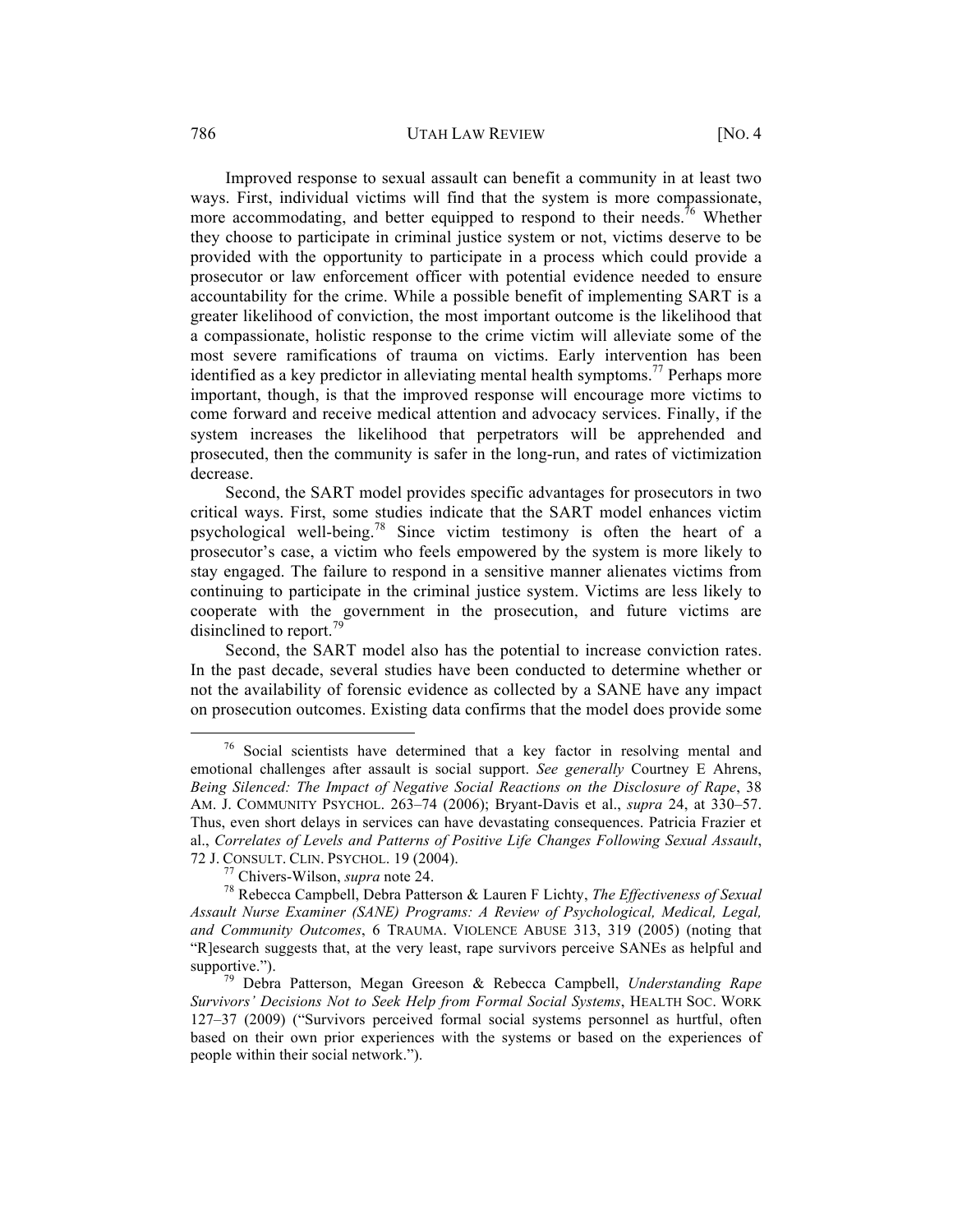Improved response to sexual assault can benefit a community in at least two ways. First, individual victims will find that the system is more compassionate, more accommodating, and better equipped to respond to their needs.[76] Whether they choose to participate in criminal justice system or not, victims deserve to be provided with the opportunity to participate in a process which could provide a prosecutor or law enforcement officer with potential evidence needed to ensure accountability for the crime. While a possible benefit of implementing SART is a greater likelihood of conviction, the most important outcome is the likelihood that a compassionate, holistic response to the crime victim will alleviate some of the most severe ramifications of trauma on victims. Early intervention has been identified as a key predictor in alleviating mental health symptoms.[77] Perhaps more important, though, is that the improved response will encourage more victims to come forward and receive medical attention and advocacy services. Finally, if the system increases the likelihood that perpetrators will be apprehended and prosecuted, then the community is safer in the long-run, and rates of victimization decrease.

Second, the SART model provides specific advantages for prosecutors in two critical ways. First, some studies indicate that the SART model enhances victim psychological well-being.[78] Since victim testimony is often the heart of a prosecutor's case, a victim who feels empowered by the system is more likely to stay engaged. The failure to respond in a sensitive manner alienates victims from continuing to participate in the criminal justice system. Victims are less likely to cooperate with the government in the prosecution, and future victims are disinclined to report.[79]

Second, the SART model also has the potential to increase conviction rates. In the past decade, several studies have been conducted to determine whether or not the availability of forensic evidence as collected by a SANE have any impact on prosecution outcomes. Existing data confirms that the model does provide some

---

[76] Social scientists have determined that a key factor in resolving mental and emotional challenges after assault is social support. *See generally* Courtney E Ahrens, *Being Silenced: The Impact of Negative Social Reactions on the Disclosure of Rape*, 38 AM. J. COMMUNITY PSYCHOL. 263–74 (2006); Bryant-Davis et al., *supra* 24, at 330–57. Thus, even short delays in services can have devastating consequences. Patricia Frazier et al., *Correlates of Levels and Patterns of Positive Life Changes Following Sexual Assault*, 72 J. CONSULT. CLIN. PSYCHOL. 19 (2004).

[77] Chivers-Wilson, *supra* note 24.

[78] Rebecca Campbell, Debra Patterson & Lauren F Lichty, *The Effectiveness of Sexual Assault Nurse Examiner (SANE) Programs: A Review of Psychological, Medical, Legal, and Community Outcomes*, 6 TRAUMA. VIOLENCE ABUSE 313, 319 (2005) (noting that "R]esearch suggests that, at the very least, rape survivors perceive SANEs as helpful and supportive.").

[79] Debra Patterson, Megan Greeson & Rebecca Campbell, *Understanding Rape Survivors' Decisions Not to Seek Help from Formal Social Systems*, HEALTH SOC. WORK 127–37 (2009) ("Survivors perceived formal social systems personnel as hurtful, often based on their own prior experiences with the systems or based on the experiences of people within their social network.").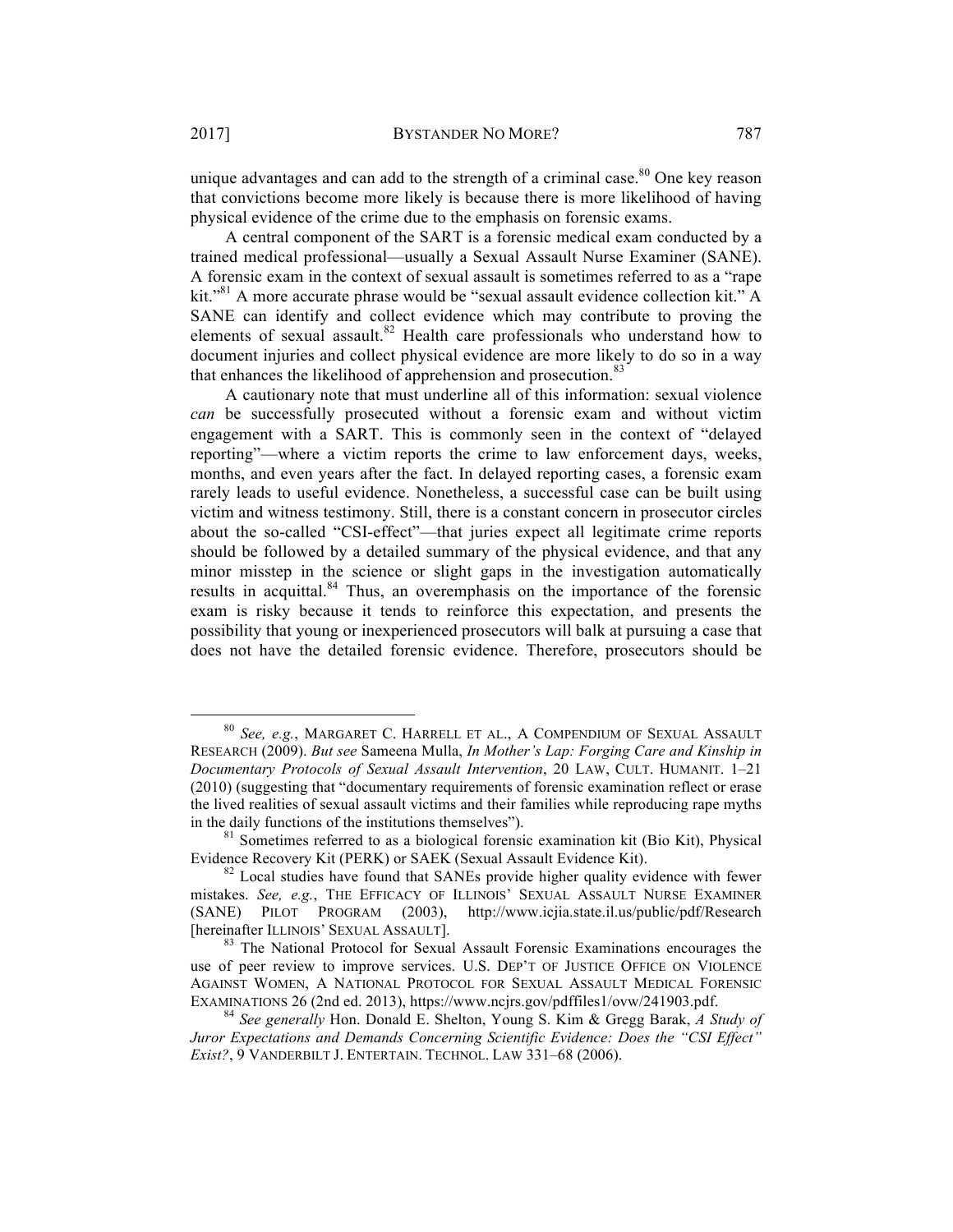unique advantages and can add to the strength of a criminal case.[80] One key reason that convictions become more likely is because there is more likelihood of having physical evidence of the crime due to the emphasis on forensic exams.

A central component of the SART is a forensic medical exam conducted by a trained medical professional—usually a Sexual Assault Nurse Examiner (SANE). A forensic exam in the context of sexual assault is sometimes referred to as a "rape kit."[81] A more accurate phrase would be "sexual assault evidence collection kit." A SANE can identify and collect evidence which may contribute to proving the elements of sexual assault.[82] Health care professionals who understand how to document injuries and collect physical evidence are more likely to do so in a way that enhances the likelihood of apprehension and prosecution.[83]

A cautionary note that must underline all of this information: sexual violence *can* be successfully prosecuted without a forensic exam and without victim engagement with a SART. This is commonly seen in the context of "delayed reporting"—where a victim reports the crime to law enforcement days, weeks, months, and even years after the fact. In delayed reporting cases, a forensic exam rarely leads to useful evidence. Nonetheless, a successful case can be built using victim and witness testimony. Still, there is a constant concern in prosecutor circles about the so-called "CSI-effect"—that juries expect all legitimate crime reports should be followed by a detailed summary of the physical evidence, and that any minor misstep in the science or slight gaps in the investigation automatically results in acquittal.[84] Thus, an overemphasis on the importance of the forensic exam is risky because it tends to reinforce this expectation, and presents the possibility that young or inexperienced prosecutors will balk at pursuing a case that does not have the detailed forensic evidence. Therefore, prosecutors should be

---

[80] *See, e.g.*, MARGARET C. HARRELL ET AL., A COMPENDIUM OF SEXUAL ASSAULT RESEARCH (2009). *But see* Sameena Mulla, *In Mother's Lap: Forging Care and Kinship in Documentary Protocols of Sexual Assault Intervention*, 20 LAW, CULT. HUMANIT. 1–21 (2010) (suggesting that "documentary requirements of forensic examination reflect or erase the lived realities of sexual assault victims and their families while reproducing rape myths in the daily functions of the institutions themselves").

[81] Sometimes referred to as a biological forensic examination kit (Bio Kit), Physical Evidence Recovery Kit (PERK) or SAEK (Sexual Assault Evidence Kit).

[82] Local studies have found that SANEs provide higher quality evidence with fewer mistakes. *See, e.g.*, THE EFFICACY OF ILLINOIS' SEXUAL ASSAULT NURSE EXAMINER (SANE) PILOT PROGRAM (2003), http://www.icjia.state.il.us/public/pdf/Research [hereinafter ILLINOIS' SEXUAL ASSAULT].

[83] The National Protocol for Sexual Assault Forensic Examinations encourages the use of peer review to improve services. U.S. DEP'T OF JUSTICE OFFICE ON VIOLENCE AGAINST WOMEN, A NATIONAL PROTOCOL FOR SEXUAL ASSAULT MEDICAL FORENSIC EXAMINATIONS 26 (2nd ed. 2013), https://www.ncjrs.gov/pdffiles1/ovw/241903.pdf.

[84] *See generally* Hon. Donald E. Shelton, Young S. Kim & Gregg Barak, *A Study of Juror Expectations and Demands Concerning Scientific Evidence: Does the "CSI Effect" Exist?*, 9 VANDERBILT J. ENTERTAIN. TECHNOL. LAW 331–68 (2006).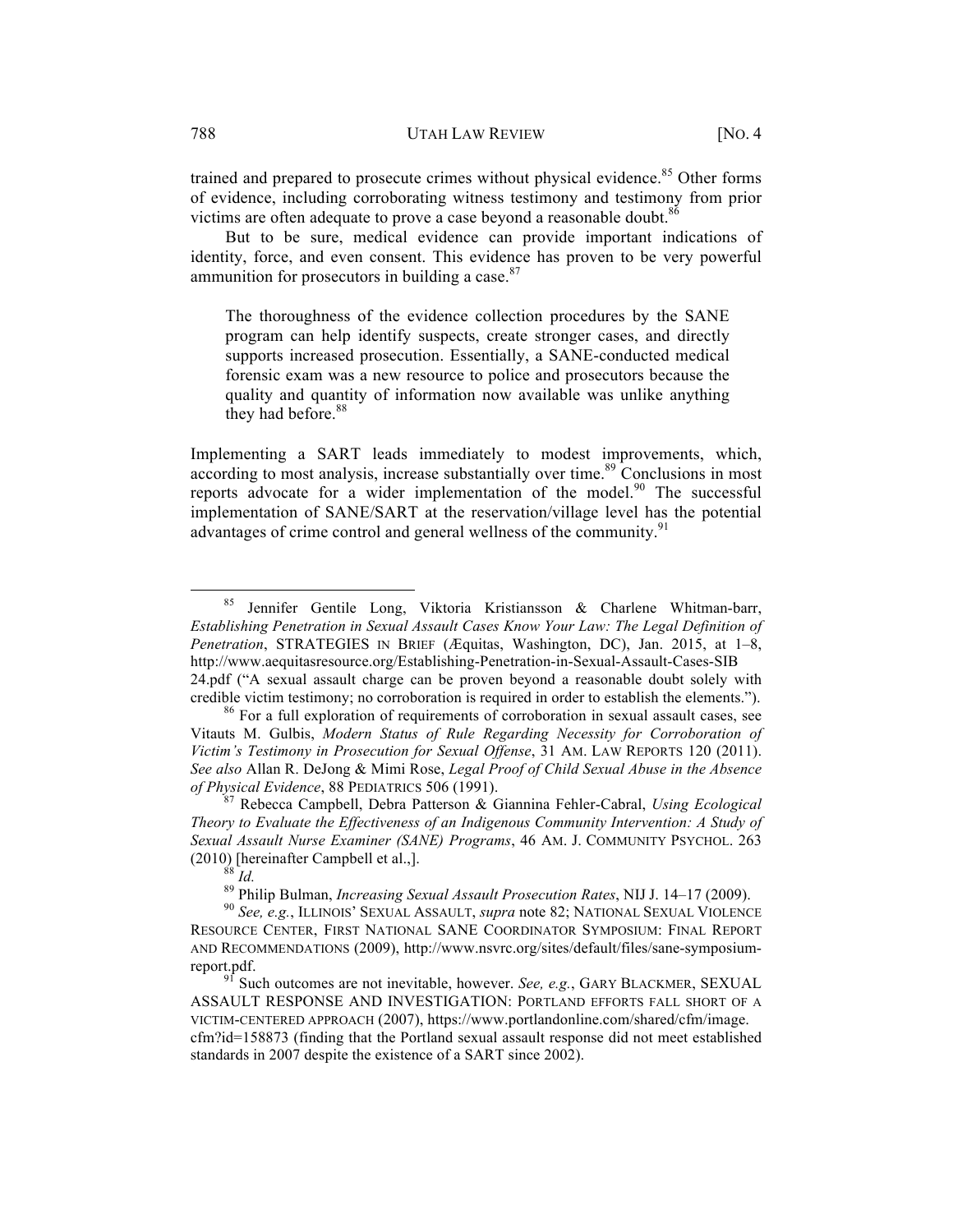trained and prepared to prosecute crimes without physical evidence.[85] Other forms of evidence, including corroborating witness testimony and testimony from prior victims are often adequate to prove a case beyond a reasonable doubt.[86]

But to be sure, medical evidence can provide important indications of identity, force, and even consent. This evidence has proven to be very powerful ammunition for prosecutors in building a case.[87]

> The thoroughness of the evidence collection procedures by the SANE program can help identify suspects, create stronger cases, and directly supports increased prosecution. Essentially, a SANE-conducted medical forensic exam was a new resource to police and prosecutors because the quality and quantity of information now available was unlike anything they had before.[88]

Implementing a SART leads immediately to modest improvements, which, according to most analysis, increase substantially over time.[89] Conclusions in most reports advocate for a wider implementation of the model.[90] The successful implementation of SANE/SART at the reservation/village level has the potential advantages of crime control and general wellness of the community.[91]

---

[85] Jennifer Gentile Long, Viktoria Kristiansson & Charlene Whitman-barr, *Establishing Penetration in Sexual Assault Cases Know Your Law: The Legal Definition of Penetration*, STRATEGIES IN BRIEF (Æquitas, Washington, DC), Jan. 2015, at 1–8, http://www.aequitasresource.org/Establishing-Penetration-in-Sexual-Assault-Cases-SIB 24.pdf ("A sexual assault charge can be proven beyond a reasonable doubt solely with credible victim testimony; no corroboration is required in order to establish the elements.").

[86] For a full exploration of requirements of corroboration in sexual assault cases, see Vitauts M. Gulbis, *Modern Status of Rule Regarding Necessity for Corroboration of Victim's Testimony in Prosecution for Sexual Offense*, 31 AM. LAW REPORTS 120 (2011). *See also* Allan R. DeJong & Mimi Rose, *Legal Proof of Child Sexual Abuse in the Absence of Physical Evidence*, 88 PEDIATRICS 506 (1991).

[87] Rebecca Campbell, Debra Patterson & Giannina Fehler-Cabral, *Using Ecological Theory to Evaluate the Effectiveness of an Indigenous Community Intervention: A Study of Sexual Assault Nurse Examiner (SANE) Programs*, 46 AM. J. COMMUNITY PSYCHOL. 263 (2010) [hereinafter Campbell et al.,].

[88] *Id.*

[89] Philip Bulman, *Increasing Sexual Assault Prosecution Rates*, NIJ J. 14–17 (2009).

[90] *See, e.g.*, ILLINOIS' SEXUAL ASSAULT, *supra* note 82; NATIONAL SEXUAL VIOLENCE RESOURCE CENTER, FIRST NATIONAL SANE COORDINATOR SYMPOSIUM: FINAL REPORT AND RECOMMENDATIONS (2009), http://www.nsvrc.org/sites/default/files/sane-symposium-report.pdf.

[91] Such outcomes are not inevitable, however. *See, e.g.*, GARY BLACKMER, SEXUAL ASSAULT RESPONSE AND INVESTIGATION: PORTLAND EFFORTS FALL SHORT OF A VICTIM-CENTERED APPROACH (2007), https://www.portlandonline.com/shared/cfm/image.cfm?id=158873 (finding that the Portland sexual assault response did not meet established standards in 2007 despite the existence of a SART since 2002).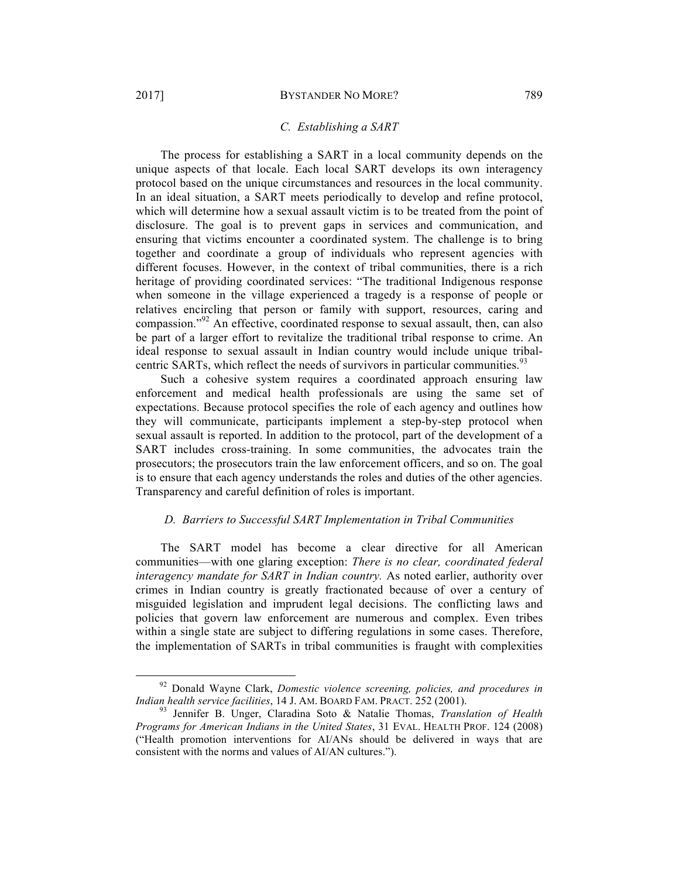### *C. Establishing a SART*

The process for establishing a SART in a local community depends on the unique aspects of that locale. Each local SART develops its own interagency protocol based on the unique circumstances and resources in the local community. In an ideal situation, a SART meets periodically to develop and refine protocol, which will determine how a sexual assault victim is to be treated from the point of disclosure. The goal is to prevent gaps in services and communication, and ensuring that victims encounter a coordinated system. The challenge is to bring together and coordinate a group of individuals who represent agencies with different focuses. However, in the context of tribal communities, there is a rich heritage of providing coordinated services: "The traditional Indigenous response when someone in the village experienced a tragedy is a response of people or relatives encircling that person or family with support, resources, caring and compassion."[92] An effective, coordinated response to sexual assault, then, can also be part of a larger effort to revitalize the traditional tribal response to crime. An ideal response to sexual assault in Indian country would include unique tribal-centric SARTs, which reflect the needs of survivors in particular communities.[93]

Such a cohesive system requires a coordinated approach ensuring law enforcement and medical health professionals are using the same set of expectations. Because protocol specifies the role of each agency and outlines how they will communicate, participants implement a step-by-step protocol when sexual assault is reported. In addition to the protocol, part of the development of a SART includes cross-training. In some communities, the advocates train the prosecutors; the prosecutors train the law enforcement officers, and so on. The goal is to ensure that each agency understands the roles and duties of the other agencies. Transparency and careful definition of roles is important.

### *D. Barriers to Successful SART Implementation in Tribal Communities*

The SART model has become a clear directive for all American communities—with one glaring exception: *There is no clear, coordinated federal interagency mandate for SART in Indian country.* As noted earlier, authority over crimes in Indian country is greatly fractionated because of over a century of misguided legislation and imprudent legal decisions. The conflicting laws and policies that govern law enforcement are numerous and complex. Even tribes within a single state are subject to differing regulations in some cases. Therefore, the implementation of SARTs in tribal communities is fraught with complexities

---

[92] Donald Wayne Clark, *Domestic violence screening, policies, and procedures in Indian health service facilities*, 14 J. AM. BOARD FAM. PRACT. 252 (2001).

[93] Jennifer B. Unger, Claradina Soto & Natalie Thomas, *Translation of Health Programs for American Indians in the United States*, 31 EVAL. HEALTH PROF. 124 (2008) ("Health promotion interventions for AI/ANs should be delivered in ways that are consistent with the norms and values of AI/AN cultures.").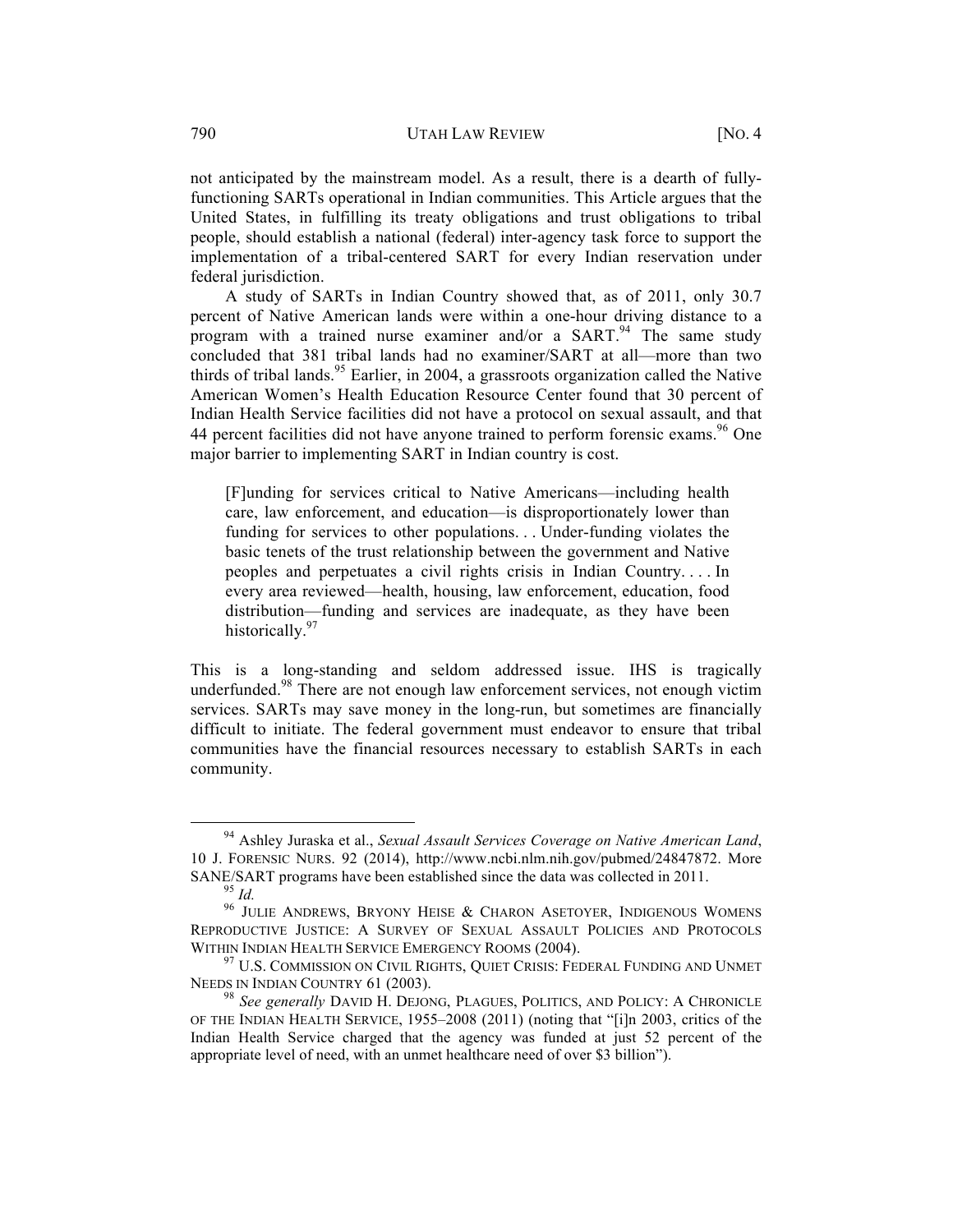not anticipated by the mainstream model. As a result, there is a dearth of fully-functioning SARTs operational in Indian communities. This Article argues that the United States, in fulfilling its treaty obligations and trust obligations to tribal people, should establish a national (federal) inter-agency task force to support the implementation of a tribal-centered SART for every Indian reservation under federal jurisdiction.

A study of SARTs in Indian Country showed that, as of 2011, only 30.7 percent of Native American lands were within a one-hour driving distance to a program with a trained nurse examiner and/or a SART.[94] The same study concluded that 381 tribal lands had no examiner/SART at all—more than two thirds of tribal lands.[95] Earlier, in 2004, a grassroots organization called the Native American Women's Health Education Resource Center found that 30 percent of Indian Health Service facilities did not have a protocol on sexual assault, and that 44 percent facilities did not have anyone trained to perform forensic exams.[96] One major barrier to implementing SART in Indian country is cost.

> [F]unding for services critical to Native Americans—including health care, law enforcement, and education—is disproportionately lower than funding for services to other populations. . . Under-funding violates the basic tenets of the trust relationship between the government and Native peoples and perpetuates a civil rights crisis in Indian Country. . . . In every area reviewed—health, housing, law enforcement, education, food distribution—funding and services are inadequate, as they have been historically.[97]

This is a long-standing and seldom addressed issue. IHS is tragically underfunded.[98] There are not enough law enforcement services, not enough victim services. SARTs may save money in the long-run, but sometimes are financially difficult to initiate. The federal government must endeavor to ensure that tribal communities have the financial resources necessary to establish SARTs in each community.

---

[94] Ashley Juraska et al., *Sexual Assault Services Coverage on Native American Land*, 10 J. FORENSIC NURS. 92 (2014), http://www.ncbi.nlm.nih.gov/pubmed/24847872. More SANE/SART programs have been established since the data was collected in 2011.

[95] *Id.*

[96] JULIE ANDREWS, BRYONY HEISE & CHARON ASETOYER, INDIGENOUS WOMENS REPRODUCTIVE JUSTICE: A SURVEY OF SEXUAL ASSAULT POLICIES AND PROTOCOLS WITHIN INDIAN HEALTH SERVICE EMERGENCY ROOMS (2004).

[97] U.S. COMMISSION ON CIVIL RIGHTS, QUIET CRISIS: FEDERAL FUNDING AND UNMET NEEDS IN INDIAN COUNTRY 61 (2003).

[98] *See generally* DAVID H. DEJONG, PLAGUES, POLITICS, AND POLICY: A CHRONICLE OF THE INDIAN HEALTH SERVICE, 1955–2008 (2011) (noting that "[i]n 2003, critics of the Indian Health Service charged that the agency was funded at just 52 percent of the appropriate level of need, with an unmet healthcare need of over $3 billion").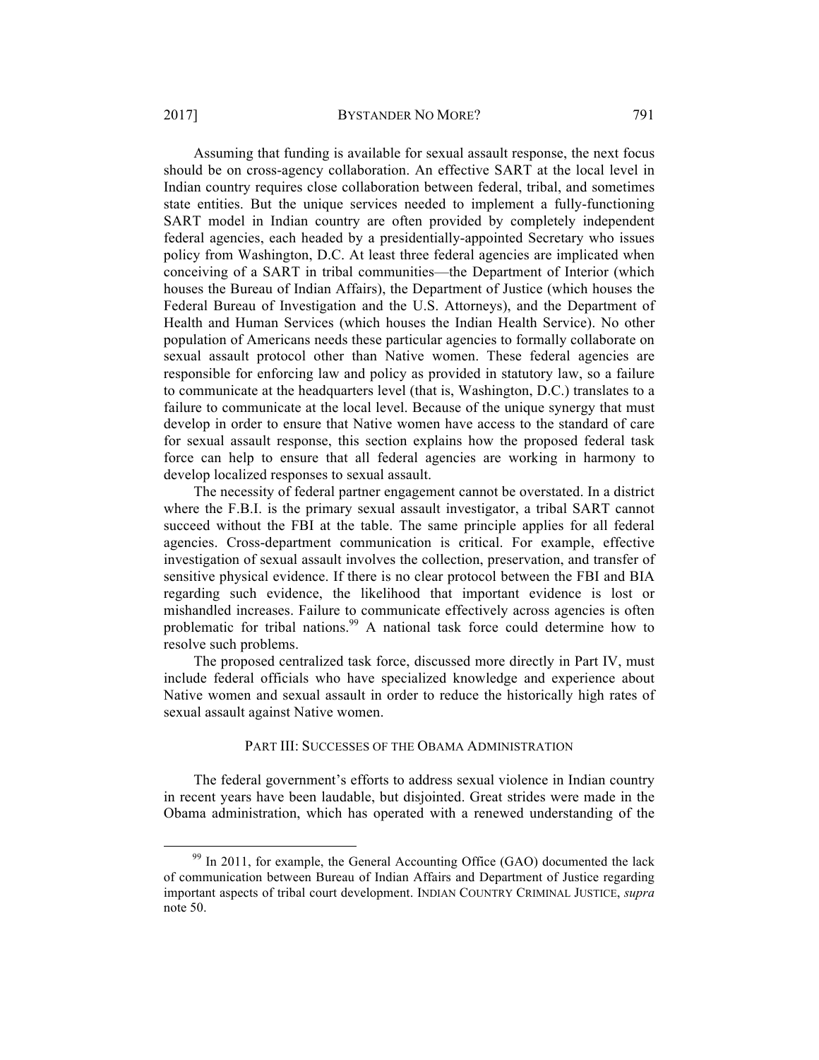Assuming that funding is available for sexual assault response, the next focus should be on cross-agency collaboration. An effective SART at the local level in Indian country requires close collaboration between federal, tribal, and sometimes state entities. But the unique services needed to implement a fully-functioning SART model in Indian country are often provided by completely independent federal agencies, each headed by a presidentially-appointed Secretary who issues policy from Washington, D.C. At least three federal agencies are implicated when conceiving of a SART in tribal communities—the Department of Interior (which houses the Bureau of Indian Affairs), the Department of Justice (which houses the Federal Bureau of Investigation and the U.S. Attorneys), and the Department of Health and Human Services (which houses the Indian Health Service). No other population of Americans needs these particular agencies to formally collaborate on sexual assault protocol other than Native women. These federal agencies are responsible for enforcing law and policy as provided in statutory law, so a failure to communicate at the headquarters level (that is, Washington, D.C.) translates to a failure to communicate at the local level. Because of the unique synergy that must develop in order to ensure that Native women have access to the standard of care for sexual assault response, this section explains how the proposed federal task force can help to ensure that all federal agencies are working in harmony to develop localized responses to sexual assault.

The necessity of federal partner engagement cannot be overstated. In a district where the F.B.I. is the primary sexual assault investigator, a tribal SART cannot succeed without the FBI at the table. The same principle applies for all federal agencies. Cross-department communication is critical. For example, effective investigation of sexual assault involves the collection, preservation, and transfer of sensitive physical evidence. If there is no clear protocol between the FBI and BIA regarding such evidence, the likelihood that important evidence is lost or mishandled increases. Failure to communicate effectively across agencies is often problematic for tribal nations.[99] A national task force could determine how to resolve such problems.

The proposed centralized task force, discussed more directly in Part IV, must include federal officials who have specialized knowledge and experience about Native women and sexual assault in order to reduce the historically high rates of sexual assault against Native women.

## PART III: SUCCESSES OF THE OBAMA ADMINISTRATION

The federal government's efforts to address sexual violence in Indian country in recent years have been laudable, but disjointed. Great strides were made in the Obama administration, which has operated with a renewed understanding of the

---

[99] In 2011, for example, the General Accounting Office (GAO) documented the lack of communication between Bureau of Indian Affairs and Department of Justice regarding important aspects of tribal court development. INDIAN COUNTRY CRIMINAL JUSTICE, *supra* note 50.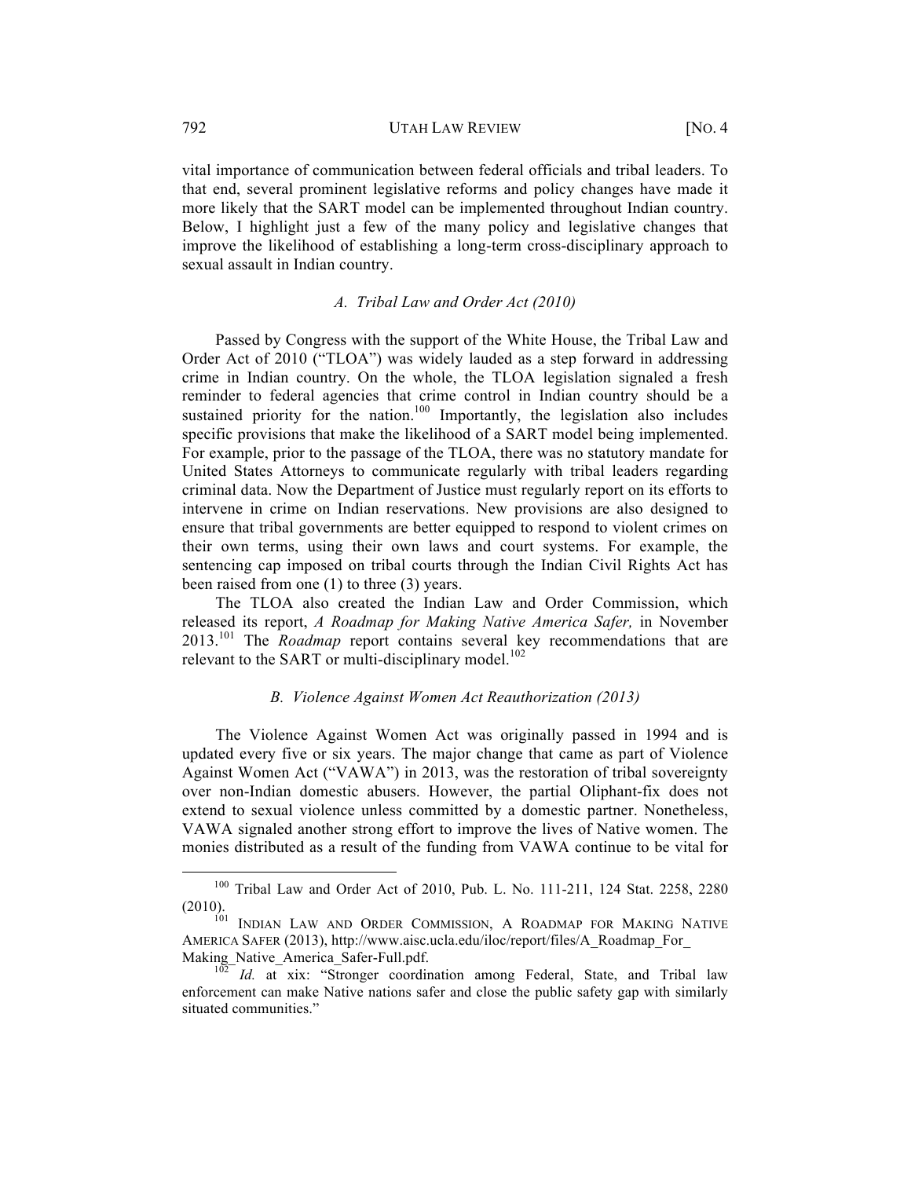vital importance of communication between federal officials and tribal leaders. To that end, several prominent legislative reforms and policy changes have made it more likely that the SART model can be implemented throughout Indian country. Below, I highlight just a few of the many policy and legislative changes that improve the likelihood of establishing a long-term cross-disciplinary approach to sexual assault in Indian country.

### *A. Tribal Law and Order Act (2010)*

Passed by Congress with the support of the White House, the Tribal Law and Order Act of 2010 ("TLOA") was widely lauded as a step forward in addressing crime in Indian country. On the whole, the TLOA legislation signaled a fresh reminder to federal agencies that crime control in Indian country should be a sustained priority for the nation.[100] Importantly, the legislation also includes specific provisions that make the likelihood of a SART model being implemented. For example, prior to the passage of the TLOA, there was no statutory mandate for United States Attorneys to communicate regularly with tribal leaders regarding criminal data. Now the Department of Justice must regularly report on its efforts to intervene in crime on Indian reservations. New provisions are also designed to ensure that tribal governments are better equipped to respond to violent crimes on their own terms, using their own laws and court systems. For example, the sentencing cap imposed on tribal courts through the Indian Civil Rights Act has been raised from one (1) to three (3) years.

The TLOA also created the Indian Law and Order Commission, which released its report, *A Roadmap for Making Native America Safer,* in November 2013.[101] The *Roadmap* report contains several key recommendations that are relevant to the SART or multi-disciplinary model.[102]

### *B. Violence Against Women Act Reauthorization (2013)*

The Violence Against Women Act was originally passed in 1994 and is updated every five or six years. The major change that came as part of Violence Against Women Act ("VAWA") in 2013, was the restoration of tribal sovereignty over non-Indian domestic abusers. However, the partial Oliphant-fix does not extend to sexual violence unless committed by a domestic partner. Nonetheless, VAWA signaled another strong effort to improve the lives of Native women. The monies distributed as a result of the funding from VAWA continue to be vital for

---

[100] Tribal Law and Order Act of 2010, Pub. L. No. 111-211, 124 Stat. 2258, 2280 (2010).

[101] INDIAN LAW AND ORDER COMMISSION, A ROADMAP FOR MAKING NATIVE AMERICA SAFER (2013), http://www.aisc.ucla.edu/iloc/report/files/A_Roadmap_For_Making_Native_America_Safer-Full.pdf.

[102] *Id.* at xix: "Stronger coordination among Federal, State, and Tribal law enforcement can make Native nations safer and close the public safety gap with similarly situated communities."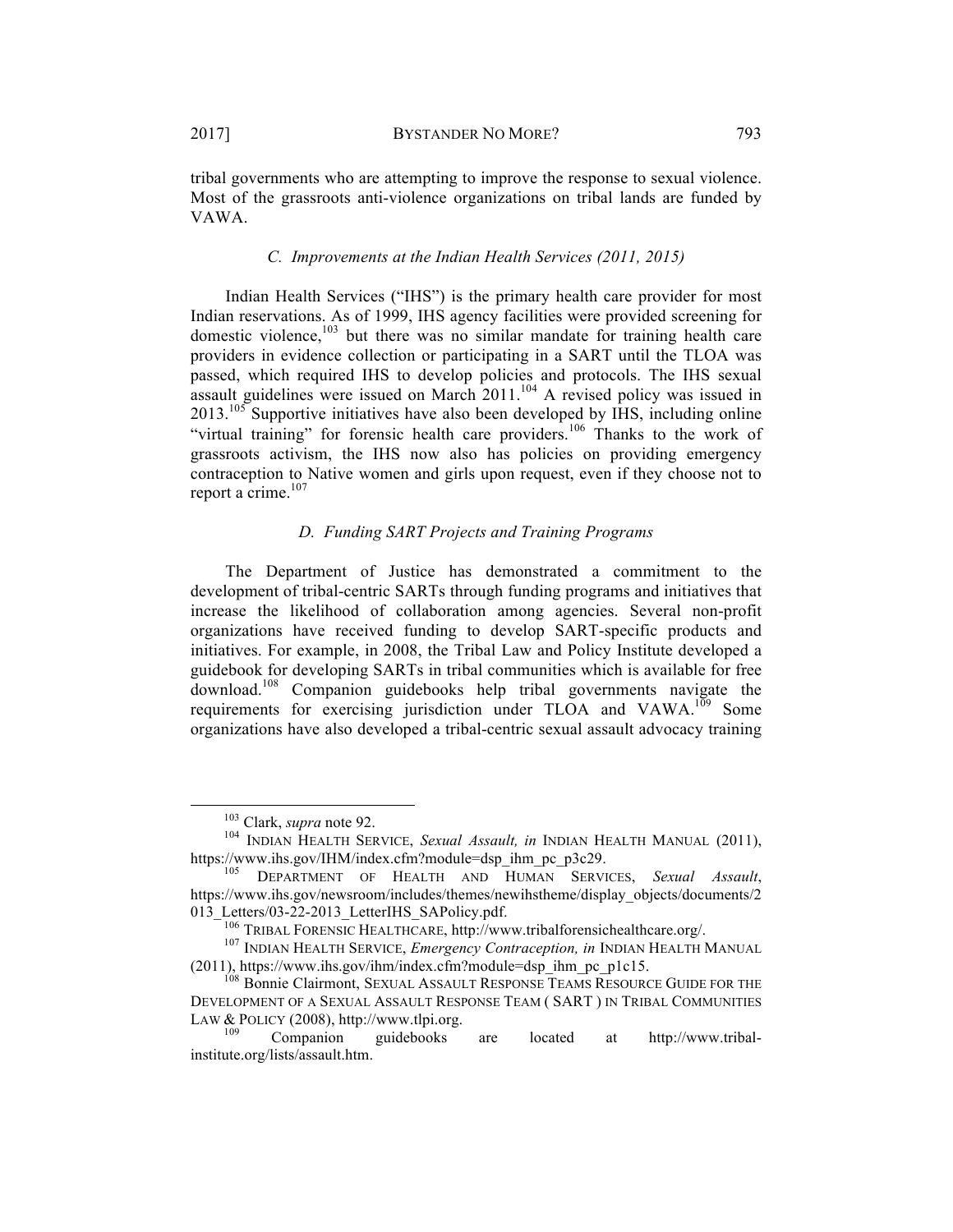tribal governments who are attempting to improve the response to sexual violence. Most of the grassroots anti-violence organizations on tribal lands are funded by VAWA.

### *C. Improvements at the Indian Health Services (2011, 2015)*

Indian Health Services ("IHS") is the primary health care provider for most Indian reservations. As of 1999, IHS agency facilities were provided screening for domestic violence,[103] but there was no similar mandate for training health care providers in evidence collection or participating in a SART until the TLOA was passed, which required IHS to develop policies and protocols. The IHS sexual assault guidelines were issued on March 2011.[104] A revised policy was issued in 2013.[105] Supportive initiatives have also been developed by IHS, including online "virtual training" for forensic health care providers.[106] Thanks to the work of grassroots activism, the IHS now also has policies on providing emergency contraception to Native women and girls upon request, even if they choose not to report a crime.[107]

### *D. Funding SART Projects and Training Programs*

The Department of Justice has demonstrated a commitment to the development of tribal-centric SARTs through funding programs and initiatives that increase the likelihood of collaboration among agencies. Several non-profit organizations have received funding to develop SART-specific products and initiatives. For example, in 2008, the Tribal Law and Policy Institute developed a guidebook for developing SARTs in tribal communities which is available for free download.[108] Companion guidebooks help tribal governments navigate the requirements for exercising jurisdiction under TLOA and VAWA.[109] Some organizations have also developed a tribal-centric sexual assault advocacy training

---

[103] Clark, *supra* note 92.

[104] INDIAN HEALTH SERVICE, *Sexual Assault, in* INDIAN HEALTH MANUAL (2011), https://www.ihs.gov/IHM/index.cfm?module=dsp_ihm_pc_p3c29.

[105] DEPARTMENT OF HEALTH AND HUMAN SERVICES, *Sexual Assault*, https://www.ihs.gov/newsroom/includes/themes/newihstheme/display_objects/documents/2013_Letters/03-22-2013_LetterIHS_SAPolicy.pdf.

[106] TRIBAL FORENSIC HEALTHCARE, http://www.tribalforensichealthcare.org/.

[107] INDIAN HEALTH SERVICE, *Emergency Contraception, in* INDIAN HEALTH MANUAL (2011), https://www.ihs.gov/ihm/index.cfm?module=dsp_ihm_pc_p1c15.

[108] Bonnie Clairmont, SEXUAL ASSAULT RESPONSE TEAMS RESOURCE GUIDE FOR THE DEVELOPMENT OF A SEXUAL ASSAULT RESPONSE TEAM ( SART ) IN TRIBAL COMMUNITIES LAW & POLICY (2008), http://www.tlpi.org.

[109] Companion guidebooks are located at http://www.tribal-institute.org/lists/assault.htm.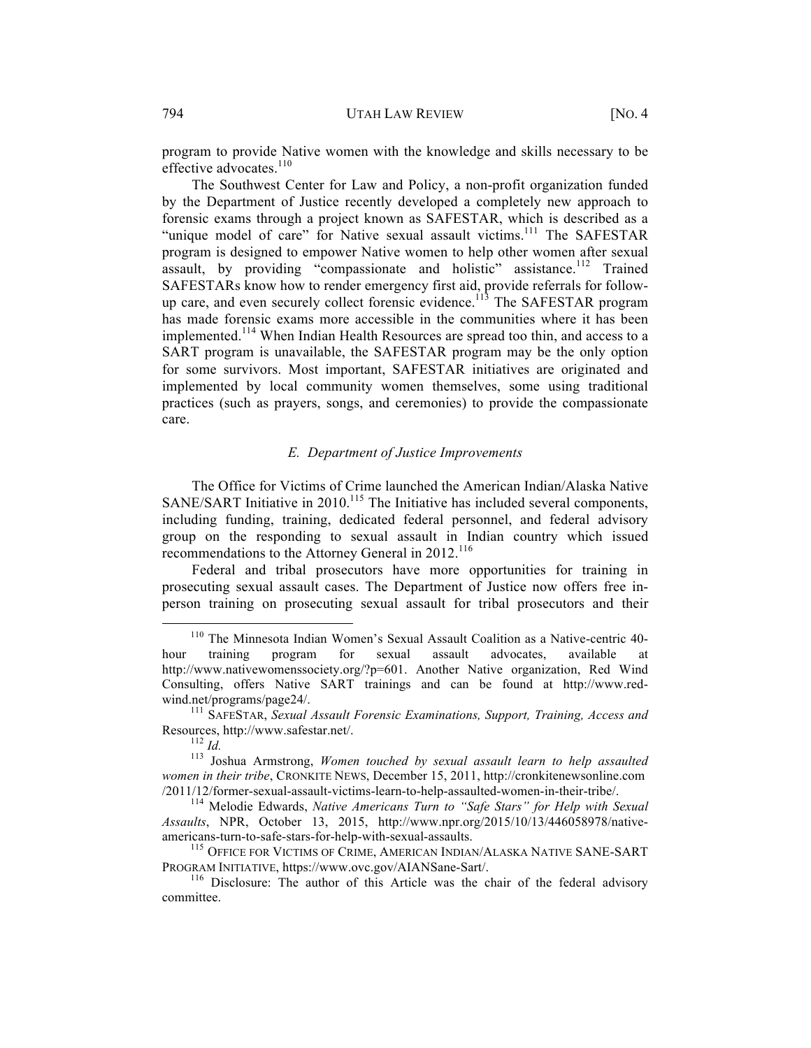program to provide Native women with the knowledge and skills necessary to be effective advocates.[110]

The Southwest Center for Law and Policy, a non-profit organization funded by the Department of Justice recently developed a completely new approach to forensic exams through a project known as SAFESTAR, which is described as a "unique model of care" for Native sexual assault victims.[111] The SAFESTAR program is designed to empower Native women to help other women after sexual assault, by providing "compassionate and holistic" assistance.[112] Trained SAFESTARs know how to render emergency first aid, provide referrals for follow-up care, and even securely collect forensic evidence.[113] The SAFESTAR program has made forensic exams more accessible in the communities where it has been implemented.[114] When Indian Health Resources are spread too thin, and access to a SART program is unavailable, the SAFESTAR program may be the only option for some survivors. Most important, SAFESTAR initiatives are originated and implemented by local community women themselves, some using traditional practices (such as prayers, songs, and ceremonies) to provide the compassionate care.

### *E. Department of Justice Improvements*

The Office for Victims of Crime launched the American Indian/Alaska Native SANE/SART Initiative in 2010.[115] The Initiative has included several components, including funding, training, dedicated federal personnel, and federal advisory group on the responding to sexual assault in Indian country which issued recommendations to the Attorney General in 2012.[116]

Federal and tribal prosecutors have more opportunities for training in prosecuting sexual assault cases. The Department of Justice now offers free in-person training on prosecuting sexual assault for tribal prosecutors and their

---

[110] The Minnesota Indian Women's Sexual Assault Coalition as a Native-centric 40-hour training program for sexual assault advocates, available at http://www.nativewomenssociety.org/?p=601. Another Native organization, Red Wind Consulting, offers Native SART trainings and can be found at http://www.red-wind.net/programs/page24/.

[111] SAFESTAR, *Sexual Assault Forensic Examinations, Support, Training, Access and* Resources, http://www.safestar.net/.

[112] *Id.*

[113] Joshua Armstrong, *Women touched by sexual assault learn to help assaulted women in their tribe*, CRONKITE NEWS, December 15, 2011, http://cronkitenewsonline.com /2011/12/former-sexual-assault-victims-learn-to-help-assaulted-women-in-their-tribe/.

[114] Melodie Edwards, *Native Americans Turn to "Safe Stars" for Help with Sexual Assaults*, NPR, October 13, 2015, http://www.npr.org/2015/10/13/446058978/native-americans-turn-to-safe-stars-for-help-with-sexual-assaults.

[115] OFFICE FOR VICTIMS OF CRIME, AMERICAN INDIAN/ALASKA NATIVE SANE-SART PROGRAM INITIATIVE, https://www.ovc.gov/AIANSane-Sart/.

[116] Disclosure: The author of this Article was the chair of the federal advisory committee.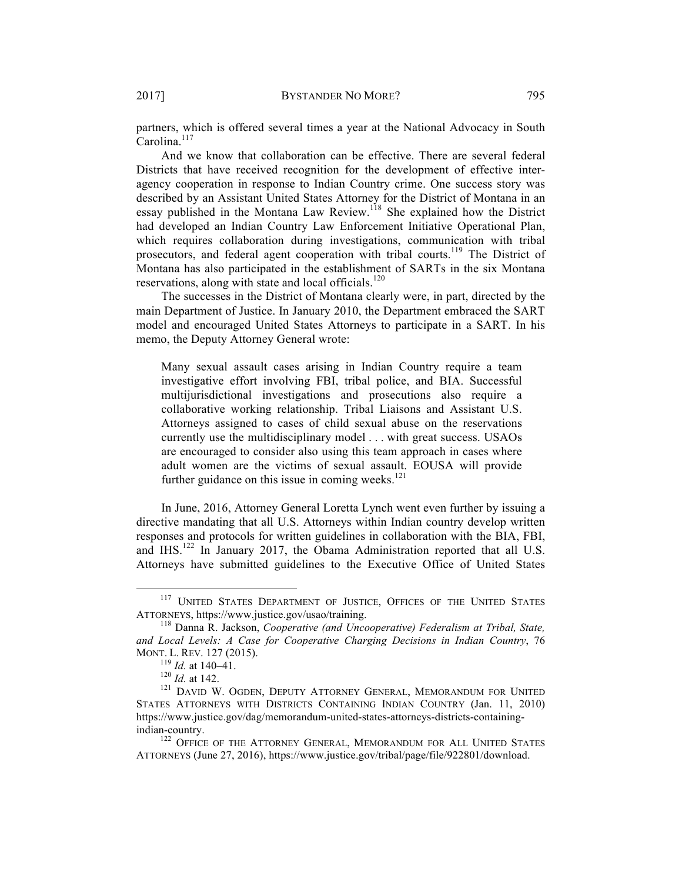partners, which is offered several times a year at the National Advocacy in South Carolina.[117]

And we know that collaboration can be effective. There are several federal Districts that have received recognition for the development of effective inter-agency cooperation in response to Indian Country crime. One success story was described by an Assistant United States Attorney for the District of Montana in an essay published in the Montana Law Review.[118] She explained how the District had developed an Indian Country Law Enforcement Initiative Operational Plan, which requires collaboration during investigations, communication with tribal prosecutors, and federal agent cooperation with tribal courts.[119] The District of Montana has also participated in the establishment of SARTs in the six Montana reservations, along with state and local officials.[120]

The successes in the District of Montana clearly were, in part, directed by the main Department of Justice. In January 2010, the Department embraced the SART model and encouraged United States Attorneys to participate in a SART. In his memo, the Deputy Attorney General wrote:

> Many sexual assault cases arising in Indian Country require a team investigative effort involving FBI, tribal police, and BIA. Successful multijurisdictional investigations and prosecutions also require a collaborative working relationship. Tribal Liaisons and Assistant U.S. Attorneys assigned to cases of child sexual abuse on the reservations currently use the multidisciplinary model . . . with great success. USAOs are encouraged to consider also using this team approach in cases where adult women are the victims of sexual assault. EOUSA will provide further guidance on this issue in coming weeks.[121]

In June, 2016, Attorney General Loretta Lynch went even further by issuing a directive mandating that all U.S. Attorneys within Indian country develop written responses and protocols for written guidelines in collaboration with the BIA, FBI, and IHS.[122] In January 2017, the Obama Administration reported that all U.S. Attorneys have submitted guidelines to the Executive Office of United States

---

[117] UNITED STATES DEPARTMENT OF JUSTICE, OFFICES OF THE UNITED STATES ATTORNEYS, https://www.justice.gov/usao/training.

[118] Danna R. Jackson, *Cooperative (and Uncooperative) Federalism at Tribal, State, and Local Levels: A Case for Cooperative Charging Decisions in Indian Country*, 76 MONT. L. REV. 127 (2015).

[119] *Id.* at 140–41.

[120] *Id.* at 142.

[121] DAVID W. OGDEN, DEPUTY ATTORNEY GENERAL, MEMORANDUM FOR UNITED STATES ATTORNEYS WITH DISTRICTS CONTAINING INDIAN COUNTRY (Jan. 11, 2010) https://www.justice.gov/dag/memorandum-united-states-attorneys-districts-containing-indian-country.

[122] OFFICE OF THE ATTORNEY GENERAL, MEMORANDUM FOR ALL UNITED STATES ATTORNEYS (June 27, 2016), https://www.justice.gov/tribal/page/file/922801/download.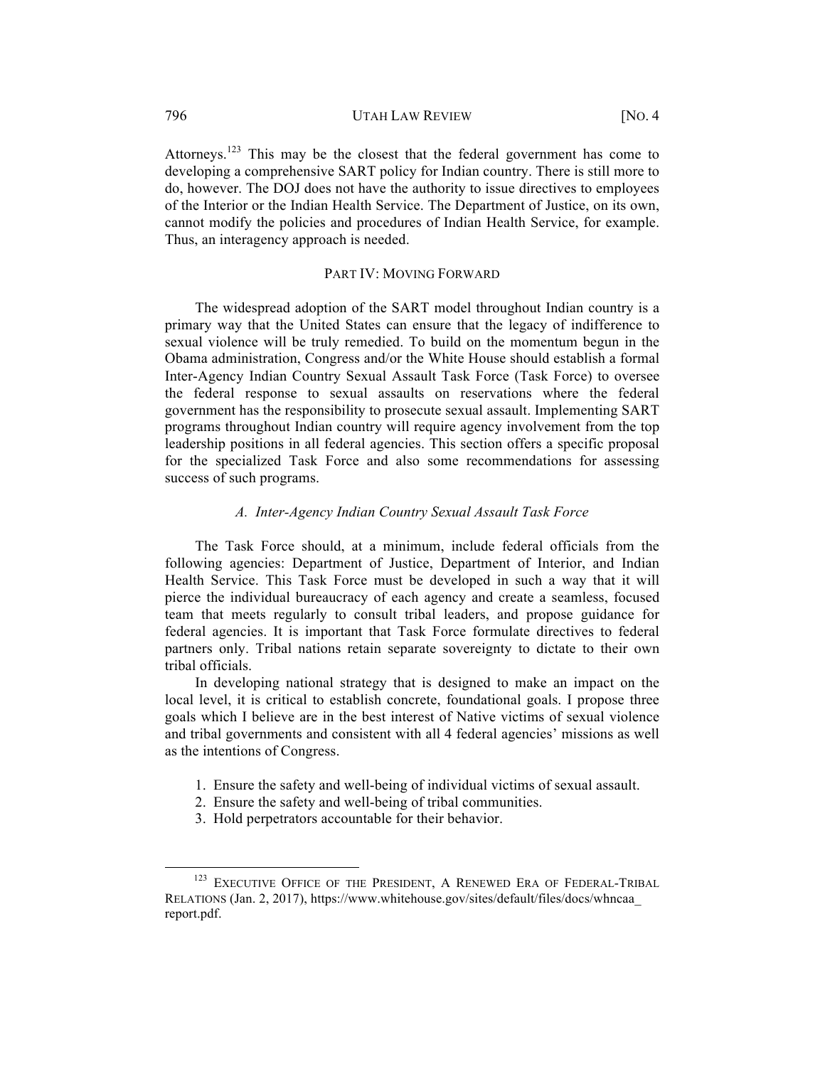Attorneys.[123] This may be the closest that the federal government has come to developing a comprehensive SART policy for Indian country. There is still more to do, however. The DOJ does not have the authority to issue directives to employees of the Interior or the Indian Health Service. The Department of Justice, on its own, cannot modify the policies and procedures of Indian Health Service, for example. Thus, an interagency approach is needed.

## PART IV: MOVING FORWARD

The widespread adoption of the SART model throughout Indian country is a primary way that the United States can ensure that the legacy of indifference to sexual violence will be truly remedied. To build on the momentum begun in the Obama administration, Congress and/or the White House should establish a formal Inter-Agency Indian Country Sexual Assault Task Force (Task Force) to oversee the federal response to sexual assaults on reservations where the federal government has the responsibility to prosecute sexual assault. Implementing SART programs throughout Indian country will require agency involvement from the top leadership positions in all federal agencies. This section offers a specific proposal for the specialized Task Force and also some recommendations for assessing success of such programs.

### *A. Inter-Agency Indian Country Sexual Assault Task Force*

The Task Force should, at a minimum, include federal officials from the following agencies: Department of Justice, Department of Interior, and Indian Health Service. This Task Force must be developed in such a way that it will pierce the individual bureaucracy of each agency and create a seamless, focused team that meets regularly to consult tribal leaders, and propose guidance for federal agencies. It is important that Task Force formulate directives to federal partners only. Tribal nations retain separate sovereignty to dictate to their own tribal officials.

In developing national strategy that is designed to make an impact on the local level, it is critical to establish concrete, foundational goals. I propose three goals which I believe are in the best interest of Native victims of sexual violence and tribal governments and consistent with all 4 federal agencies' missions as well as the intentions of Congress.

1. Ensure the safety and well-being of individual victims of sexual assault.
2. Ensure the safety and well-being of tribal communities.
3. Hold perpetrators accountable for their behavior.

---

[123] EXECUTIVE OFFICE OF THE PRESIDENT, A RENEWED ERA OF FEDERAL-TRIBAL RELATIONS (Jan. 2, 2017), https://www.whitehouse.gov/sites/default/files/docs/whncaa_report.pdf.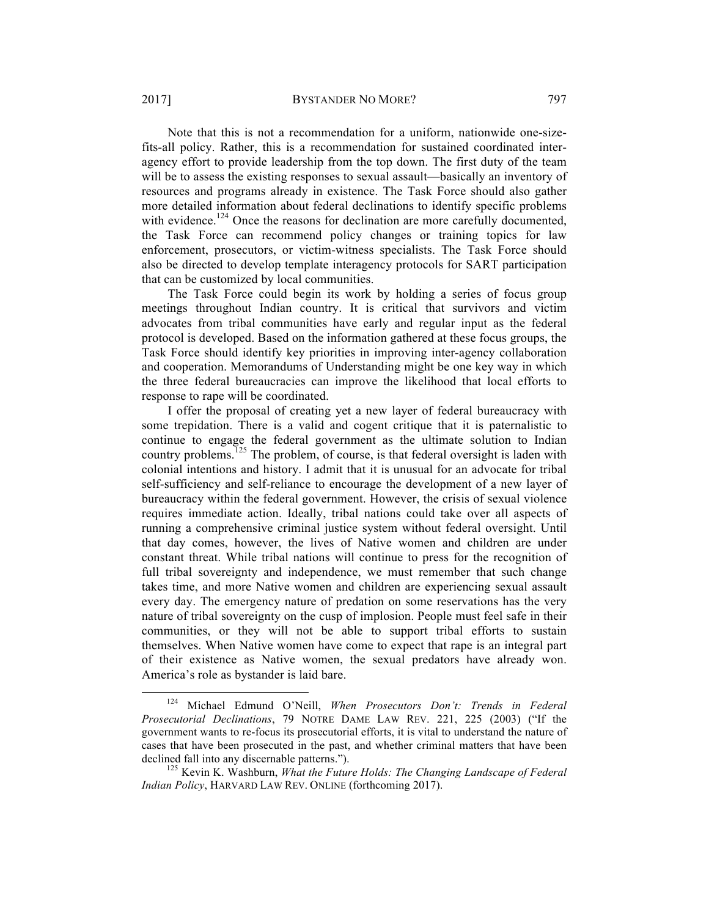Note that this is not a recommendation for a uniform, nationwide one-size-fits-all policy. Rather, this is a recommendation for sustained coordinated inter-agency effort to provide leadership from the top down. The first duty of the team will be to assess the existing responses to sexual assault—basically an inventory of resources and programs already in existence. The Task Force should also gather more detailed information about federal declinations to identify specific problems with evidence.[124] Once the reasons for declination are more carefully documented, the Task Force can recommend policy changes or training topics for law enforcement, prosecutors, or victim-witness specialists. The Task Force should also be directed to develop template interagency protocols for SART participation that can be customized by local communities.

The Task Force could begin its work by holding a series of focus group meetings throughout Indian country. It is critical that survivors and victim advocates from tribal communities have early and regular input as the federal protocol is developed. Based on the information gathered at these focus groups, the Task Force should identify key priorities in improving inter-agency collaboration and cooperation. Memorandums of Understanding might be one key way in which the three federal bureaucracies can improve the likelihood that local efforts to response to rape will be coordinated.

I offer the proposal of creating yet a new layer of federal bureaucracy with some trepidation. There is a valid and cogent critique that it is paternalistic to continue to engage the federal government as the ultimate solution to Indian country problems.[125] The problem, of course, is that federal oversight is laden with colonial intentions and history. I admit that it is unusual for an advocate for tribal self-sufficiency and self-reliance to encourage the development of a new layer of bureaucracy within the federal government. However, the crisis of sexual violence requires immediate action. Ideally, tribal nations could take over all aspects of running a comprehensive criminal justice system without federal oversight. Until that day comes, however, the lives of Native women and children are under constant threat. While tribal nations will continue to press for the recognition of full tribal sovereignty and independence, we must remember that such change takes time, and more Native women and children are experiencing sexual assault every day. The emergency nature of predation on some reservations has the very nature of tribal sovereignty on the cusp of implosion. People must feel safe in their communities, or they will not be able to support tribal efforts to sustain themselves. When Native women have come to expect that rape is an integral part of their existence as Native women, the sexual predators have already won. America's role as bystander is laid bare.

---

[124] Michael Edmund O'Neill, *When Prosecutors Don't: Trends in Federal Prosecutorial Declinations*, 79 NOTRE DAME LAW REV. 221, 225 (2003) ("If the government wants to re-focus its prosecutorial efforts, it is vital to understand the nature of cases that have been prosecuted in the past, and whether criminal matters that have been declined fall into any discernable patterns.").

[125] Kevin K. Washburn, *What the Future Holds: The Changing Landscape of Federal Indian Policy*, HARVARD LAW REV. ONLINE (forthcoming 2017).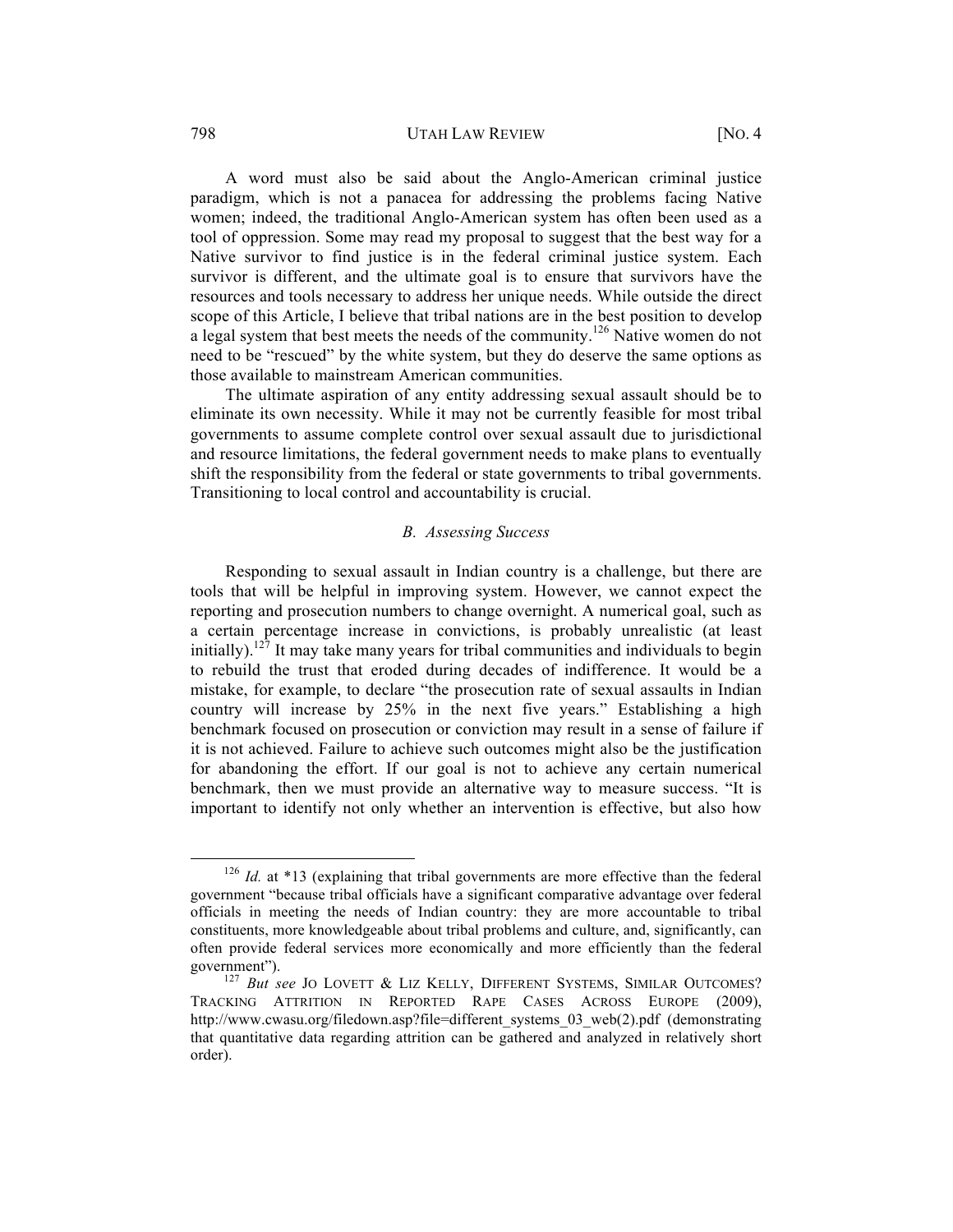A word must also be said about the Anglo-American criminal justice paradigm, which is not a panacea for addressing the problems facing Native women; indeed, the traditional Anglo-American system has often been used as a tool of oppression. Some may read my proposal to suggest that the best way for a Native survivor to find justice is in the federal criminal justice system. Each survivor is different, and the ultimate goal is to ensure that survivors have the resources and tools necessary to address her unique needs. While outside the direct scope of this Article, I believe that tribal nations are in the best position to develop a legal system that best meets the needs of the community.[126] Native women do not need to be "rescued" by the white system, but they do deserve the same options as those available to mainstream American communities.

The ultimate aspiration of any entity addressing sexual assault should be to eliminate its own necessity. While it may not be currently feasible for most tribal governments to assume complete control over sexual assault due to jurisdictional and resource limitations, the federal government needs to make plans to eventually shift the responsibility from the federal or state governments to tribal governments. Transitioning to local control and accountability is crucial.

### *B. Assessing Success*

Responding to sexual assault in Indian country is a challenge, but there are tools that will be helpful in improving system. However, we cannot expect the reporting and prosecution numbers to change overnight. A numerical goal, such as a certain percentage increase in convictions, is probably unrealistic (at least initially).[127] It may take many years for tribal communities and individuals to begin to rebuild the trust that eroded during decades of indifference. It would be a mistake, for example, to declare "the prosecution rate of sexual assaults in Indian country will increase by 25% in the next five years." Establishing a high benchmark focused on prosecution or conviction may result in a sense of failure if it is not achieved. Failure to achieve such outcomes might also be the justification for abandoning the effort. If our goal is not to achieve any certain numerical benchmark, then we must provide an alternative way to measure success. "It is important to identify not only whether an intervention is effective, but also how

---

[126] *Id.* at *13 (explaining that tribal governments are more effective than the federal government "because tribal officials have a significant comparative advantage over federal officials in meeting the needs of Indian country: they are more accountable to tribal constituents, more knowledgeable about tribal problems and culture, and, significantly, can often provide federal services more economically and more efficiently than the federal government").

[127] *But see* JO LOVETT & LIZ KELLY, DIFFERENT SYSTEMS, SIMILAR OUTCOMES? TRACKING ATTRITION IN REPORTED RAPE CASES ACROSS EUROPE (2009), http://www.cwasu.org/filedown.asp?file=different_systems_03_web(2).pdf (demonstrating that quantitative data regarding attrition can be gathered and analyzed in relatively short order).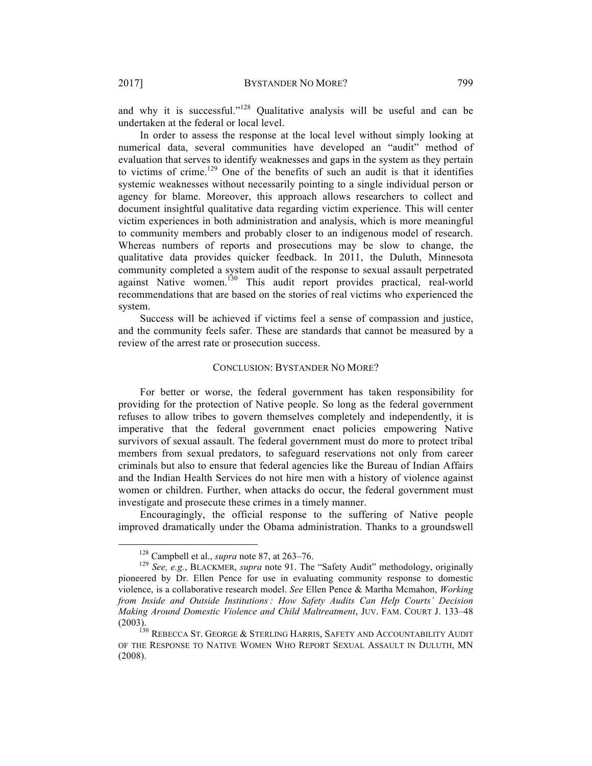and why it is successful."[128] Qualitative analysis will be useful and can be undertaken at the federal or local level.

In order to assess the response at the local level without simply looking at numerical data, several communities have developed an "audit" method of evaluation that serves to identify weaknesses and gaps in the system as they pertain to victims of crime.[129] One of the benefits of such an audit is that it identifies systemic weaknesses without necessarily pointing to a single individual person or agency for blame. Moreover, this approach allows researchers to collect and document insightful qualitative data regarding victim experience. This will center victim experiences in both administration and analysis, which is more meaningful to community members and probably closer to an indigenous model of research. Whereas numbers of reports and prosecutions may be slow to change, the qualitative data provides quicker feedback. In 2011, the Duluth, Minnesota community completed a system audit of the response to sexual assault perpetrated against Native women.[130] This audit report provides practical, real-world recommendations that are based on the stories of real victims who experienced the system.

Success will be achieved if victims feel a sense of compassion and justice, and the community feels safer. These are standards that cannot be measured by a review of the arrest rate or prosecution success.

## CONCLUSION: BYSTANDER NO MORE?

For better or worse, the federal government has taken responsibility for providing for the protection of Native people. So long as the federal government refuses to allow tribes to govern themselves completely and independently, it is imperative that the federal government enact policies empowering Native survivors of sexual assault. The federal government must do more to protect tribal members from sexual predators, to safeguard reservations not only from career criminals but also to ensure that federal agencies like the Bureau of Indian Affairs and the Indian Health Services do not hire men with a history of violence against women or children. Further, when attacks do occur, the federal government must investigate and prosecute these crimes in a timely manner.

Encouragingly, the official response to the suffering of Native people improved dramatically under the Obama administration. Thanks to a groundswell

---

[128] Campbell et al., *supra* note 87, at 263–76.

[129] *See, e.g.*, BLACKMER, *supra* note 91. The "Safety Audit" methodology, originally pioneered by Dr. Ellen Pence for use in evaluating community response to domestic violence, is a collaborative research model. *See* Ellen Pence & Martha Mcmahon, *Working from Inside and Outside Institutions : How Safety Audits Can Help Courts' Decision Making Around Domestic Violence and Child Maltreatment*, JUV. FAM. COURT J. 133–48 (2003).

[130] REBECCA ST. GEORGE & STERLING HARRIS, SAFETY AND ACCOUNTABILITY AUDIT OF THE RESPONSE TO NATIVE WOMEN WHO REPORT SEXUAL ASSAULT IN DULUTH, MN (2008).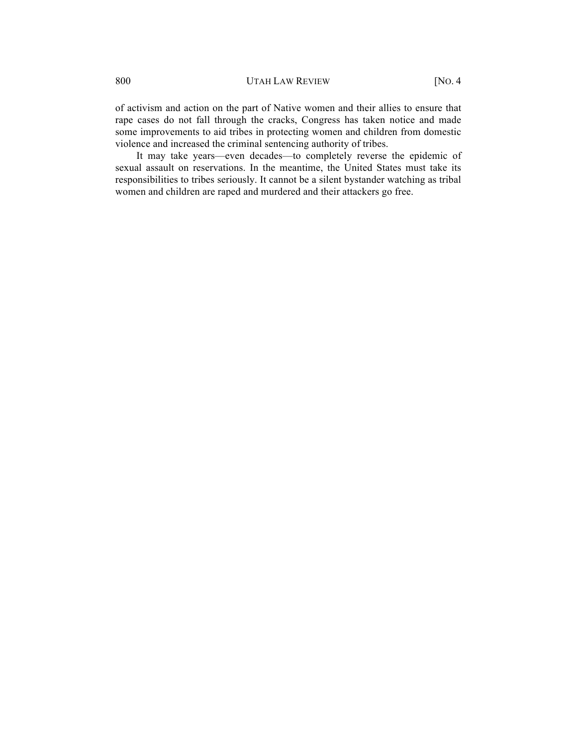of activism and action on the part of Native women and their allies to ensure that rape cases do not fall through the cracks, Congress has taken notice and made some improvements to aid tribes in protecting women and children from domestic violence and increased the criminal sentencing authority of tribes.

It may take years—even decades—to completely reverse the epidemic of sexual assault on reservations. In the meantime, the United States must take its responsibilities to tribes seriously. It cannot be a silent bystander watching as tribal women and children are raped and murdered and their attackers go free.